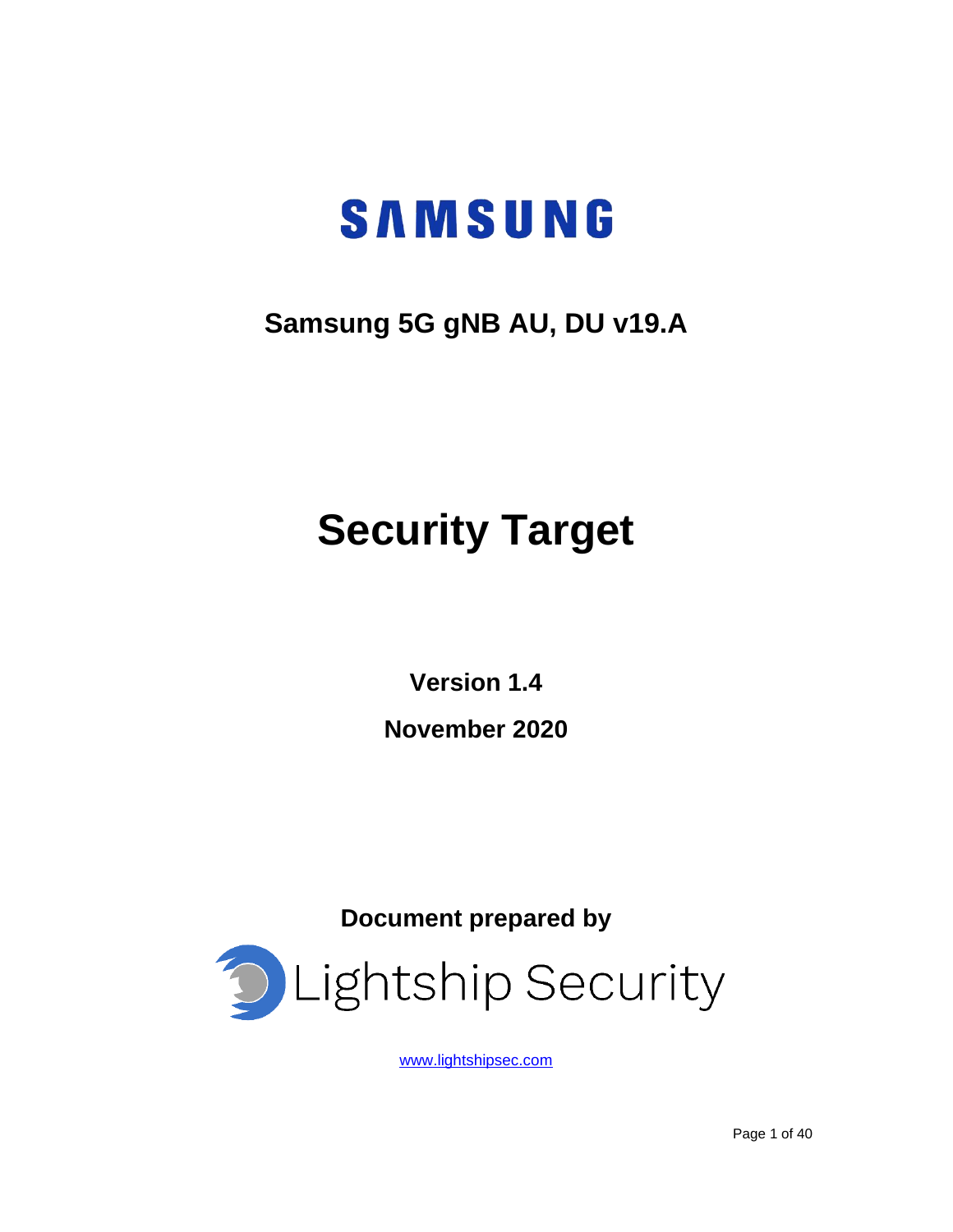SAMSUNG

## Samsung 5G gNB AU, DU v19.A

# Security Target

**Version 1.4**

**November 2020**

**Document prepared by**

Lightship Security

www.lightshipsec.com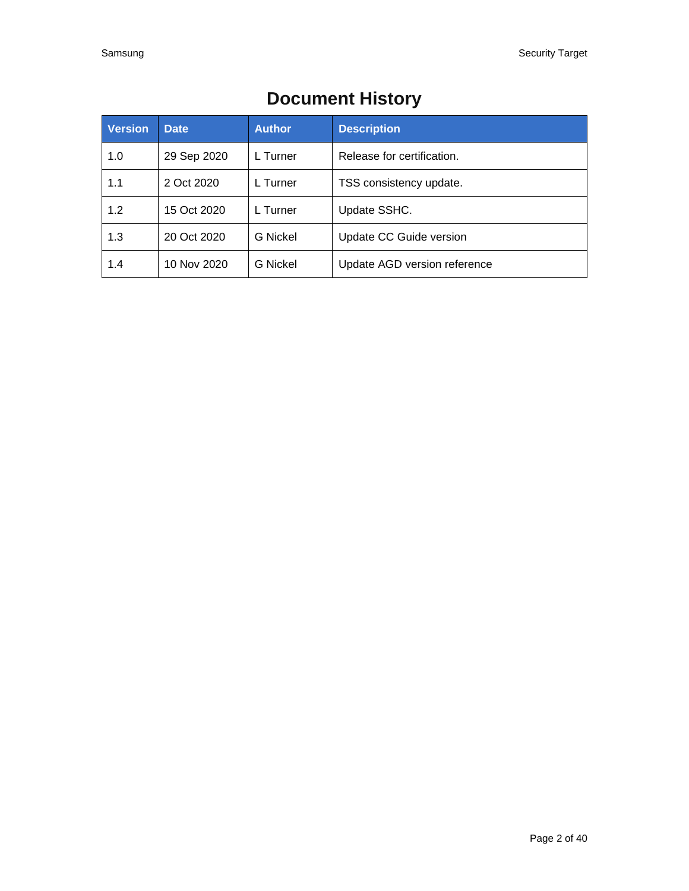# Document History

| Version | Date | Author | Description |
|---|---|---|---|
| 1.0 | 29 Sep 2020 | L Turner | Release for certification. |
| 1.1 | 2 Oct 2020 | L Turner | TSS consistency update. |
| 1.2 | 15 Oct 2020 | L Turner | Update SSHC. |
| 1.3 | 20 Oct 2020 | G Nickel | Update CC Guide version |
| 1.4 | 10 Nov 2020 | G Nickel | Update AGD version reference |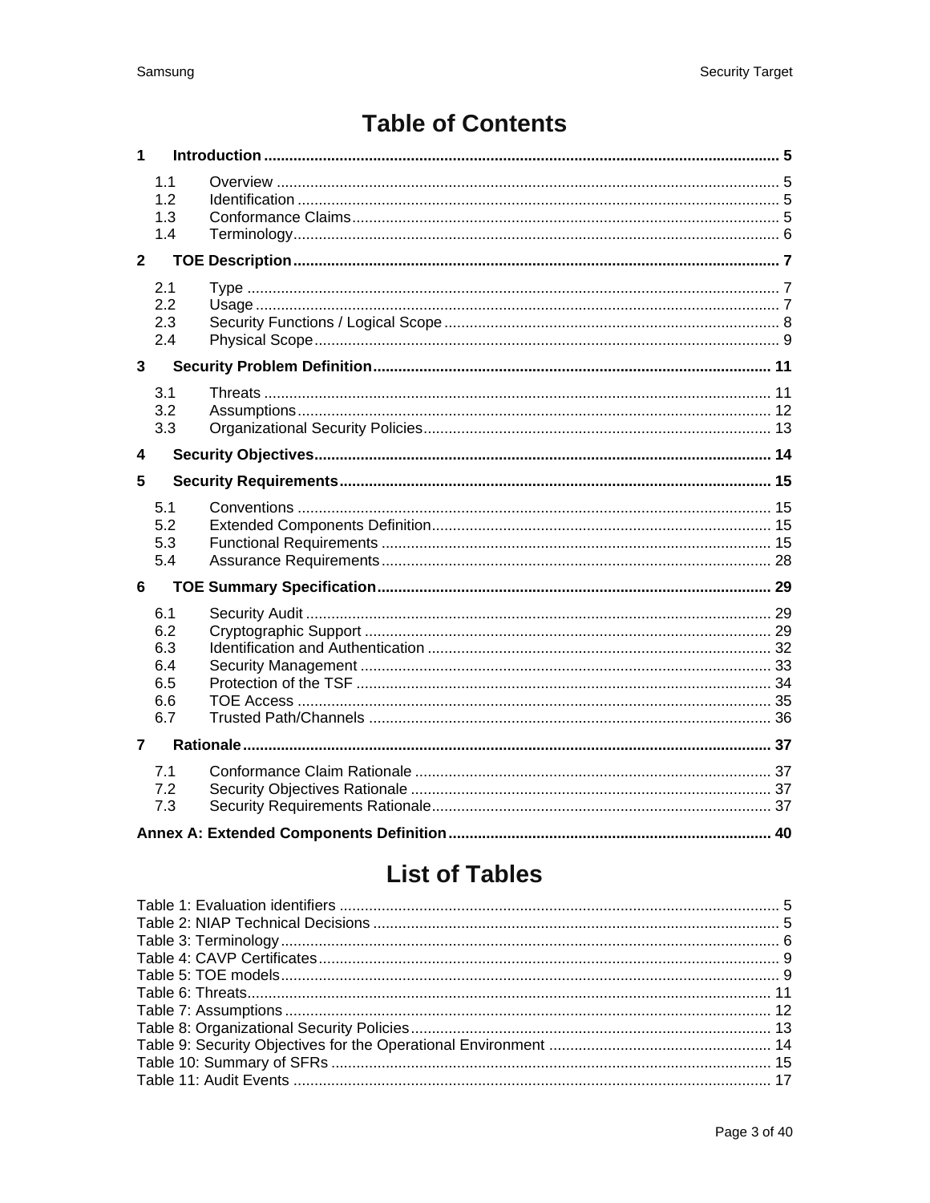# Table of Contents

1 Introduction ... 5
- 1.1 Overview ... 5
- 1.2 Identification ... 5
- 1.3 Conformance Claims ... 5
- 1.4 Terminology ... 6

2 TOE Description ... 7
- 2.1 Type ... 7
- 2.2 Usage ... 7
- 2.3 Security Functions / Logical Scope ... 8
- 2.4 Physical Scope ... 9

3 Security Problem Definition ... 11
- 3.1 Threats ... 11
- 3.2 Assumptions ... 12
- 3.3 Organizational Security Policies ... 13

4 Security Objectives ... 14

5 Security Requirements ... 15
- 5.1 Conventions ... 15
- 5.2 Extended Components Definition ... 15
- 5.3 Functional Requirements ... 15
- 5.4 Assurance Requirements ... 28

6 TOE Summary Specification ... 29
- 6.1 Security Audit ... 29
- 6.2 Cryptographic Support ... 29
- 6.3 Identification and Authentication ... 32
- 6.4 Security Management ... 33
- 6.5 Protection of the TSF ... 34
- 6.6 TOE Access ... 35
- 6.7 Trusted Path/Channels ... 36

7 Rationale ... 37
- 7.1 Conformance Claim Rationale ... 37
- 7.2 Security Objectives Rationale ... 37
- 7.3 Security Requirements Rationale ... 37

Annex A: Extended Components Definition ... 40

# List of Tables

Table 1: Evaluation identifiers ... 5
Table 2: NIAP Technical Decisions ... 5
Table 3: Terminology ... 6
Table 4: CAVP Certificates ... 9
Table 5: TOE models ... 9
Table 6: Threats ... 11
Table 7: Assumptions ... 12
Table 8: Organizational Security Policies ... 13
Table 9: Security Objectives for the Operational Environment ... 14
Table 10: Summary of SFRs ... 15
Table 11: Audit Events ... 17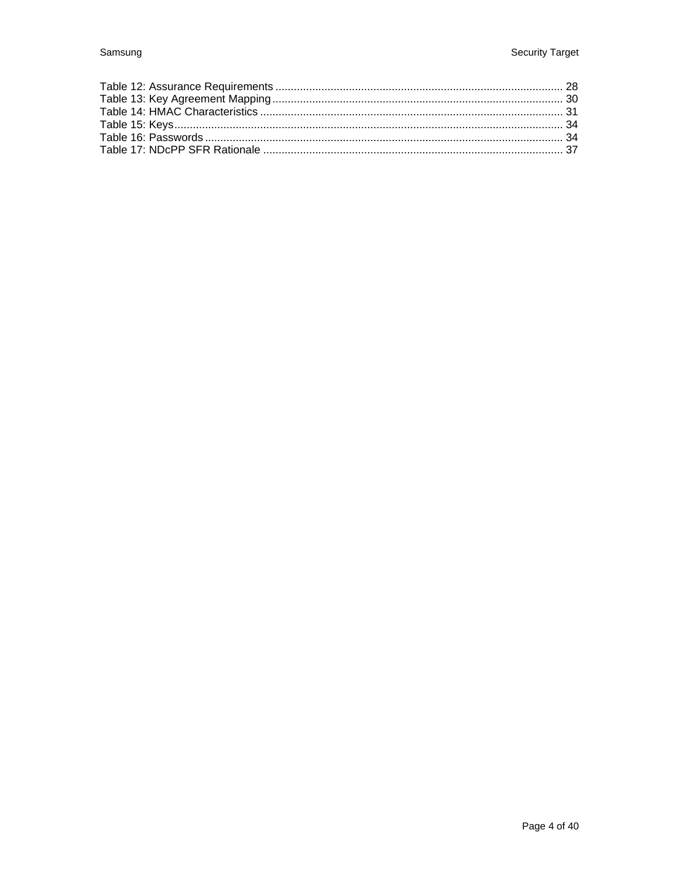Table 12: Assurance Requirements ........................................................................................ 28
Table 13: Key Agreement Mapping ........................................................................................ 30
Table 14: HMAC Characteristics ........................................................................................... 31
Table 15: Keys ....................................................................................................................... 34
Table 16: Passwords .............................................................................................................. 34
Table 17: NDcPP SFR Rationale ........................................................................................... 37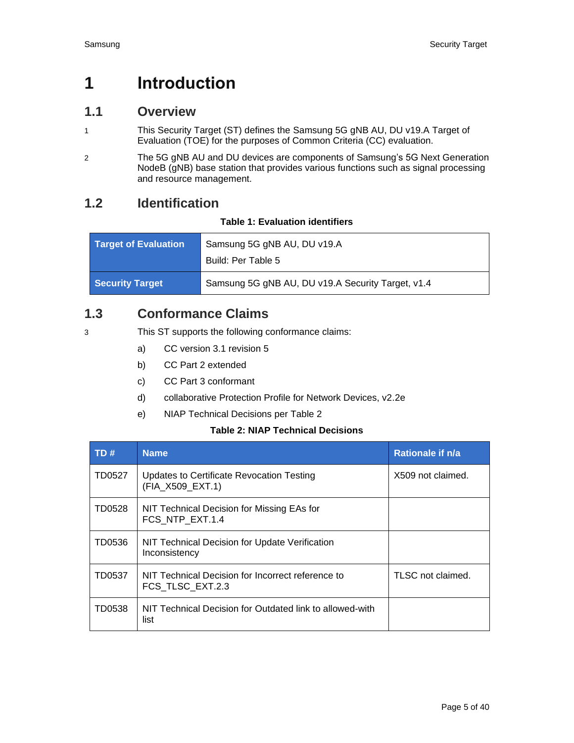# 1 Introduction

## 1.1 Overview

1 This Security Target (ST) defines the Samsung 5G gNB AU, DU v19.A Target of Evaluation (TOE) for the purposes of Common Criteria (CC) evaluation.

2 The 5G gNB AU and DU devices are components of Samsung's 5G Next Generation NodeB (gNB) base station that provides various functions such as signal processing and resource management.

## 1.2 Identification

**Table 1: Evaluation identifiers**

| **Target of Evaluation** | Samsung 5G gNB AU, DU v19.A<br>Build: Per Table 5 |
|---|---|
| **Security Target** | Samsung 5G gNB AU, DU v19.A Security Target, v1.4 |

## 1.3 Conformance Claims

3 This ST supports the following conformance claims:

a) CC version 3.1 revision 5

b) CC Part 2 extended

c) CC Part 3 conformant

d) collaborative Protection Profile for Network Devices, v2.2e

e) NIAP Technical Decisions per Table 2

**Table 2: NIAP Technical Decisions**

| TD # | Name | Rationale if n/a |
|---|---|---|
| TD0527 | Updates to Certificate Revocation Testing (FIA_X509_EXT.1) | X509 not claimed. |
| TD0528 | NIT Technical Decision for Missing EAs for FCS_NTP_EXT.1.4 | |
| TD0536 | NIT Technical Decision for Update Verification Inconsistency | |
| TD0537 | NIT Technical Decision for Incorrect reference to FCS_TLSC_EXT.2.3 | TLSC not claimed. |
| TD0538 | NIT Technical Decision for Outdated link to allowed-with list | |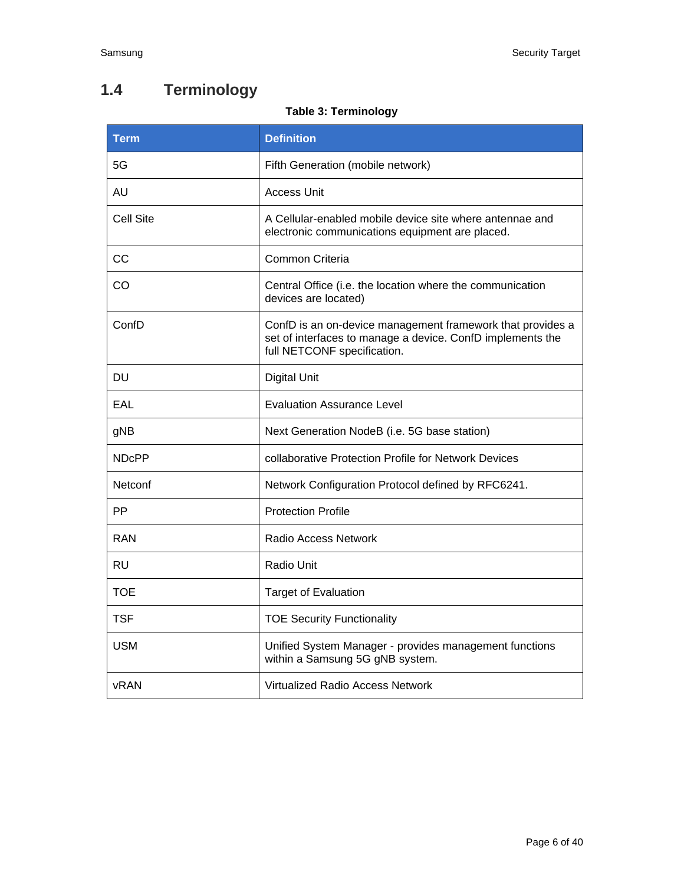## 1.4 Terminology

**Table 3: Terminology**

| Term | Definition |
|---|---|
| 5G | Fifth Generation (mobile network) |
| AU | Access Unit |
| Cell Site | A Cellular-enabled mobile device site where antennae and electronic communications equipment are placed. |
| CC | Common Criteria |
| CO | Central Office (i.e. the location where the communication devices are located) |
| ConfD | ConfD is an on-device management framework that provides a set of interfaces to manage a device. ConfD implements the full NETCONF specification. |
| DU | Digital Unit |
| EAL | Evaluation Assurance Level |
| gNB | Next Generation NodeB (i.e. 5G base station) |
| NDcPP | collaborative Protection Profile for Network Devices |
| Netconf | Network Configuration Protocol defined by RFC6241. |
| PP | Protection Profile |
| RAN | Radio Access Network |
| RU | Radio Unit |
| TOE | Target of Evaluation |
| TSF | TOE Security Functionality |
| USM | Unified System Manager - provides management functions within a Samsung 5G gNB system. |
| vRAN | Virtualized Radio Access Network |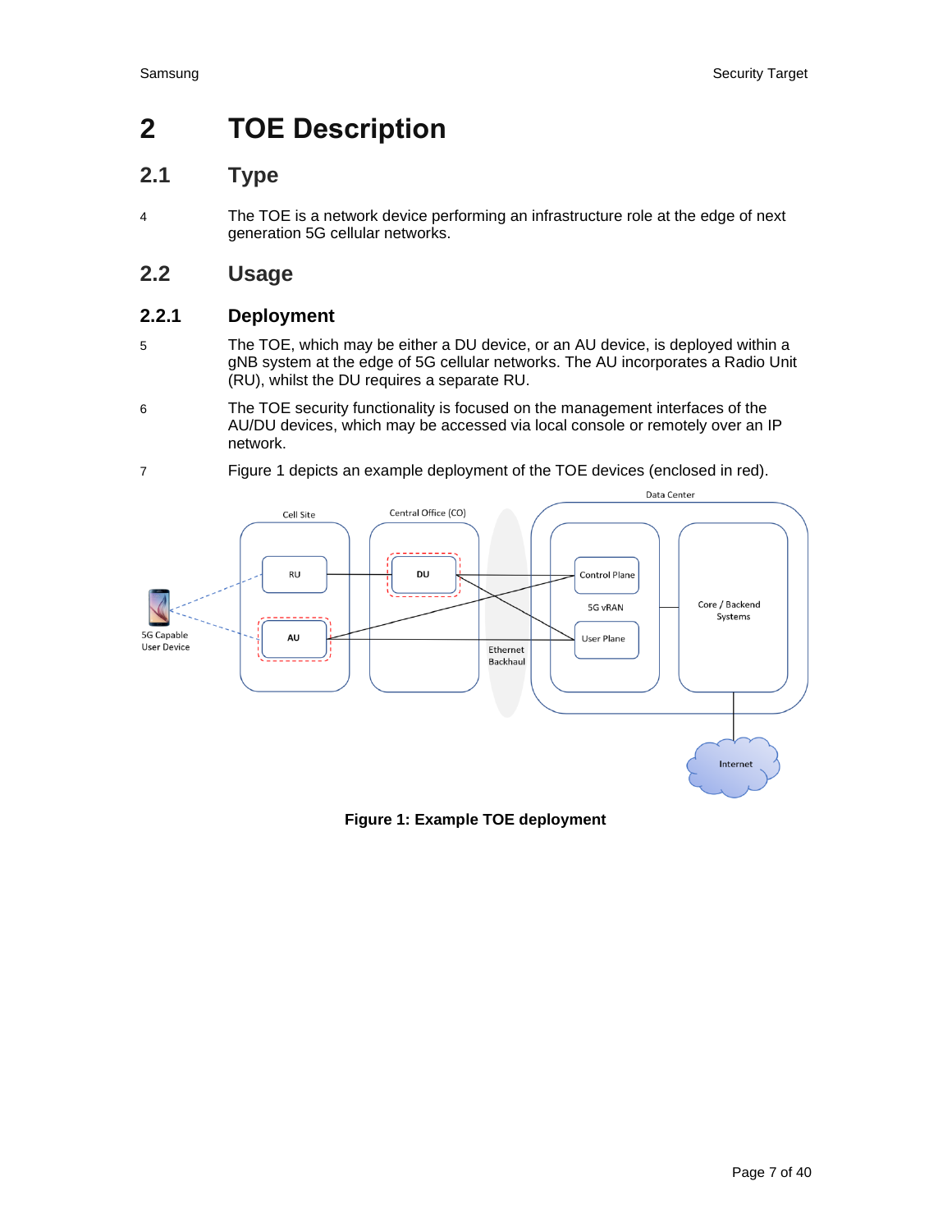# 2 TOE Description

## 2.1 Type

4 The TOE is a network device performing an infrastructure role at the edge of next generation 5G cellular networks.

## 2.2 Usage

### 2.2.1 Deployment

5 The TOE, which may be either a DU device, or an AU device, is deployed within a gNB system at the edge of 5G cellular networks. The AU incorporates a Radio Unit (RU), whilst the DU requires a separate RU.

6 The TOE security functionality is focused on the management interfaces of the AU/DU devices, which may be accessed via local console or remotely over an IP network.

7 Figure 1 depicts an example deployment of the TOE devices (enclosed in red).

**Figure 1: Example TOE deployment**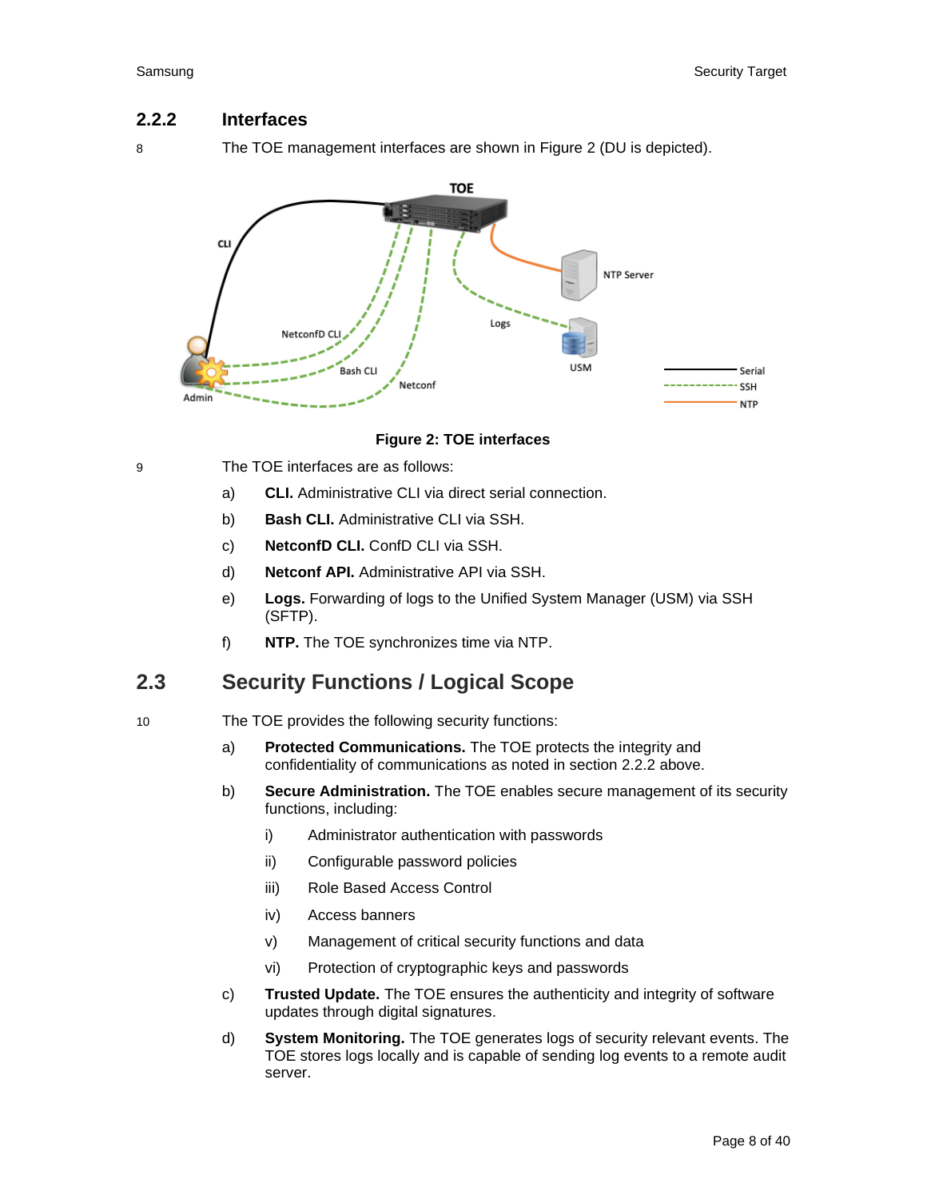### 2.2.2 Interfaces

8 The TOE management interfaces are shown in Figure 2 (DU is depicted).

**Figure 2: TOE interfaces**

9 The TOE interfaces are as follows:

a) **CLI.** Administrative CLI via direct serial connection.

b) **Bash CLI.** Administrative CLI via SSH.

c) **NetconfD CLI.** ConfD CLI via SSH.

d) **Netconf API.** Administrative API via SSH.

e) **Logs.** Forwarding of logs to the Unified System Manager (USM) via SSH (SFTP).

f) **NTP.** The TOE synchronizes time via NTP.

## 2.3 Security Functions / Logical Scope

10 The TOE provides the following security functions:

a) **Protected Communications.** The TOE protects the integrity and confidentiality of communications as noted in section 2.2.2 above.

b) **Secure Administration.** The TOE enables secure management of its security functions, including:

   i) Administrator authentication with passwords

   ii) Configurable password policies

   iii) Role Based Access Control

   iv) Access banners

   v) Management of critical security functions and data

   vi) Protection of cryptographic keys and passwords

c) **Trusted Update.** The TOE ensures the authenticity and integrity of software updates through digital signatures.

d) **System Monitoring.** The TOE generates logs of security relevant events. The TOE stores logs locally and is capable of sending log events to a remote audit server.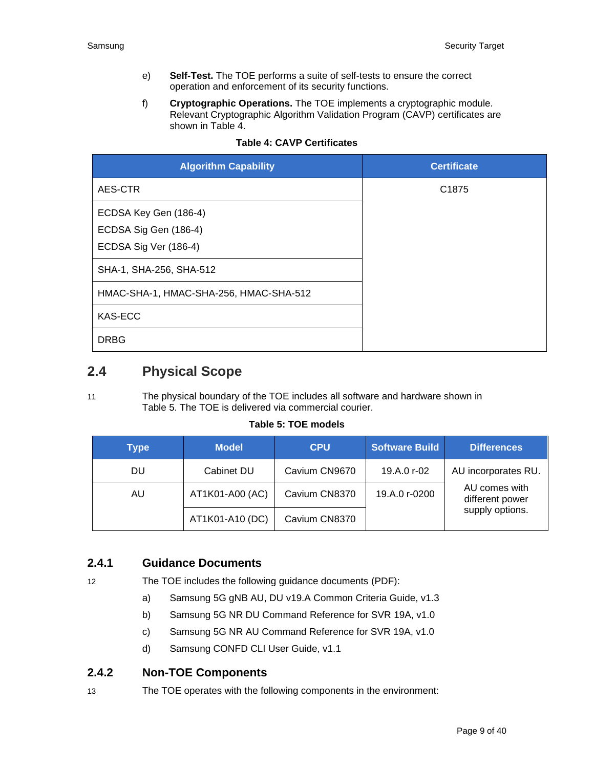e) **Self-Test.** The TOE performs a suite of self-tests to ensure the correct operation and enforcement of its security functions.

f) **Cryptographic Operations.** The TOE implements a cryptographic module. Relevant Cryptographic Algorithm Validation Program (CAVP) certificates are shown in Table 4.

**Table 4: CAVP Certificates**

| Algorithm Capability | Certificate |
|---|---|
| AES-CTR | C1875 |
| ECDSA Key Gen (186-4)<br>ECDSA Sig Gen (186-4)<br>ECDSA Sig Ver (186-4) | |
| SHA-1, SHA-256, SHA-512 | |
| HMAC-SHA-1, HMAC-SHA-256, HMAC-SHA-512 | |
| KAS-ECC | |
| DRBG | |

## 2.4 Physical Scope

11 The physical boundary of the TOE includes all software and hardware shown in Table 5. The TOE is delivered via commercial courier.

**Table 5: TOE models**

| Type | Model | CPU | Software Build | Differences |
|---|---|---|---|---|
| DU | Cabinet DU | Cavium CN9670 | 19.A.0 r-02 | AU incorporates RU. |
| AU | AT1K01-A00 (AC) | Cavium CN8370 | 19.A.0 r-0200 | AU comes with different power supply options. |
| | AT1K01-A10 (DC) | Cavium CN8370 | | |

### 2.4.1 Guidance Documents

12 The TOE includes the following guidance documents (PDF):

a) Samsung 5G gNB AU, DU v19.A Common Criteria Guide, v1.3

b) Samsung 5G NR DU Command Reference for SVR 19A, v1.0

c) Samsung 5G NR AU Command Reference for SVR 19A, v1.0

d) Samsung CONFD CLI User Guide, v1.1

### 2.4.2 Non-TOE Components

13 The TOE operates with the following components in the environment: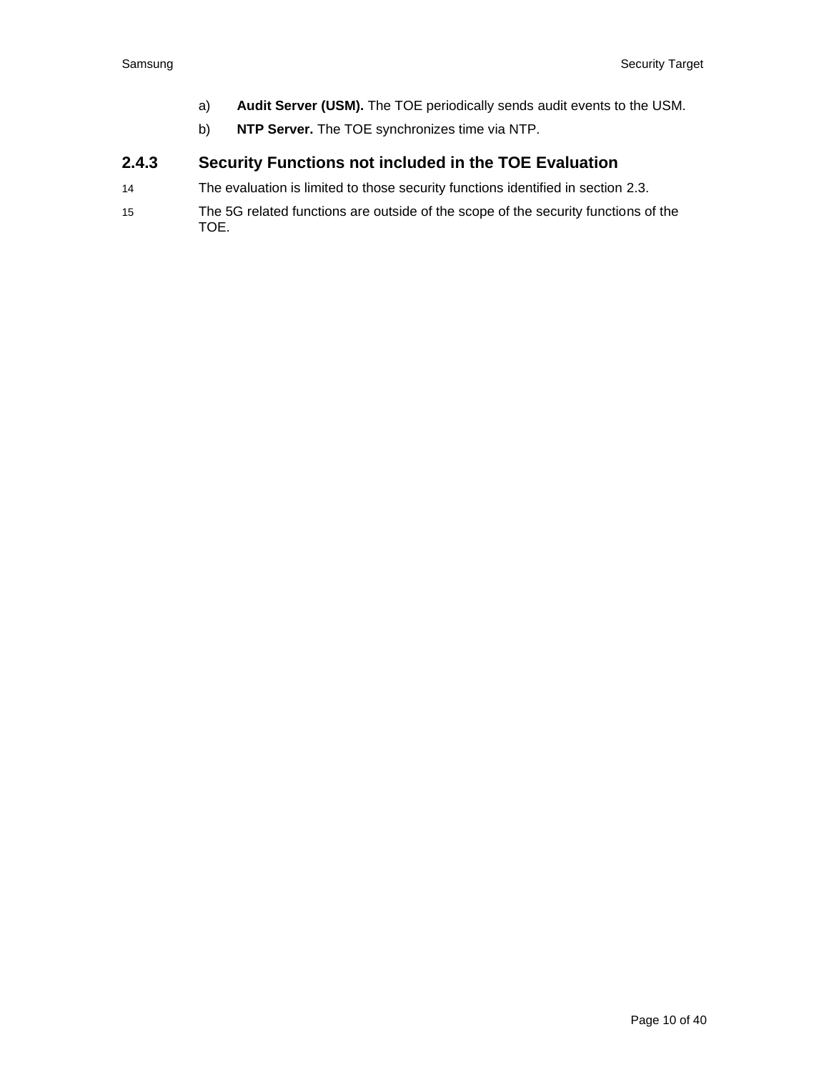a) **Audit Server (USM).** The TOE periodically sends audit events to the USM.

b) **NTP Server.** The TOE synchronizes time via NTP.

### 2.4.3 Security Functions not included in the TOE Evaluation

14 The evaluation is limited to those security functions identified in section 2.3.

15 The 5G related functions are outside of the scope of the security functions of the TOE.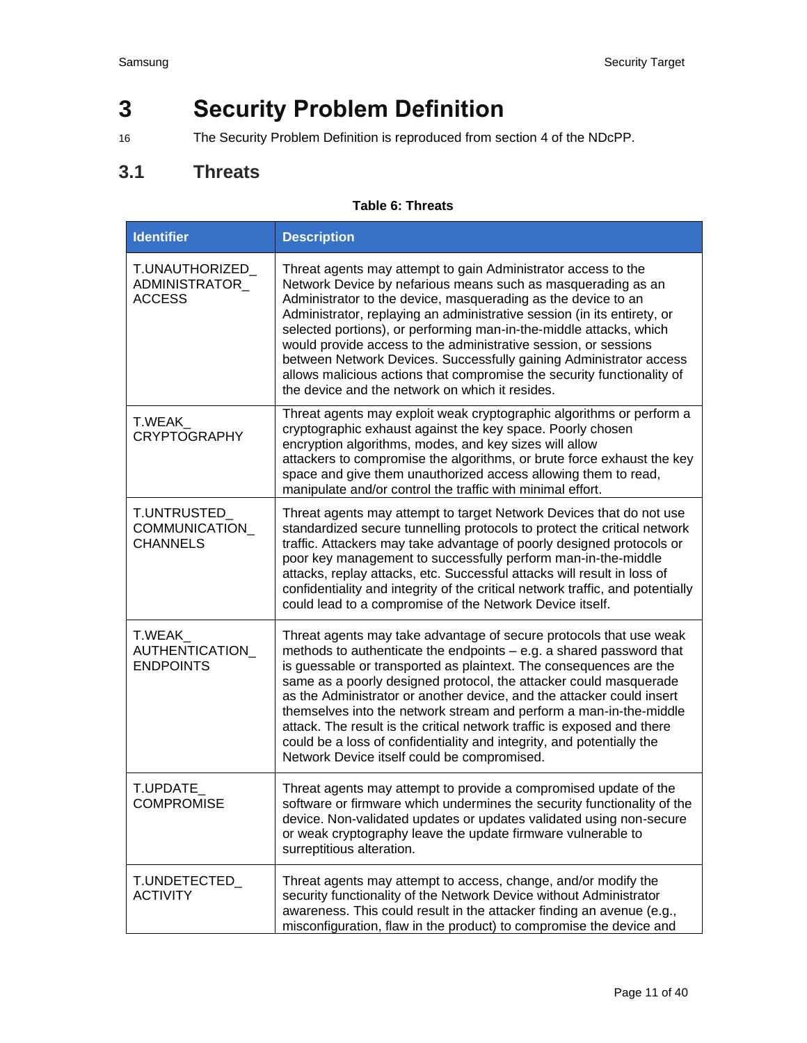# 3 Security Problem Definition

16 The Security Problem Definition is reproduced from section 4 of the NDcPP.

## 3.1 Threats

**Table 6: Threats**

| Identifier | Description |
|---|---|
| T.UNAUTHORIZED_ADMINISTRATOR_ACCESS | Threat agents may attempt to gain Administrator access to the Network Device by nefarious means such as masquerading as an Administrator to the device, masquerading as the device to an Administrator, replaying an administrative session (in its entirety, or selected portions), or performing man-in-the-middle attacks, which would provide access to the administrative session, or sessions between Network Devices. Successfully gaining Administrator access allows malicious actions that compromise the security functionality of the device and the network on which it resides. |
| T.WEAK_CRYPTOGRAPHY | Threat agents may exploit weak cryptographic algorithms or perform a cryptographic exhaust against the key space. Poorly chosen encryption algorithms, modes, and key sizes will allow attackers to compromise the algorithms, or brute force exhaust the key space and give them unauthorized access allowing them to read, manipulate and/or control the traffic with minimal effort. |
| T.UNTRUSTED_COMMUNICATION_CHANNELS | Threat agents may attempt to target Network Devices that do not use standardized secure tunnelling protocols to protect the critical network traffic. Attackers may take advantage of poorly designed protocols or poor key management to successfully perform man-in-the-middle attacks, replay attacks, etc. Successful attacks will result in loss of confidentiality and integrity of the critical network traffic, and potentially could lead to a compromise of the Network Device itself. |
| T.WEAK_AUTHENTICATION_ENDPOINTS | Threat agents may take advantage of secure protocols that use weak methods to authenticate the endpoints – e.g. a shared password that is guessable or transported as plaintext. The consequences are the same as a poorly designed protocol, the attacker could masquerade as the Administrator or another device, and the attacker could insert themselves into the network stream and perform a man-in-the-middle attack. The result is the critical network traffic is exposed and there could be a loss of confidentiality and integrity, and potentially the Network Device itself could be compromised. |
| T.UPDATE_COMPROMISE | Threat agents may attempt to provide a compromised update of the software or firmware which undermines the security functionality of the device. Non-validated updates or updates validated using non-secure or weak cryptography leave the update firmware vulnerable to surreptitious alteration. |
| T.UNDETECTED_ACTIVITY | Threat agents may attempt to access, change, and/or modify the security functionality of the Network Device without Administrator awareness. This could result in the attacker finding an avenue (e.g., misconfiguration, flaw in the product) to compromise the device and |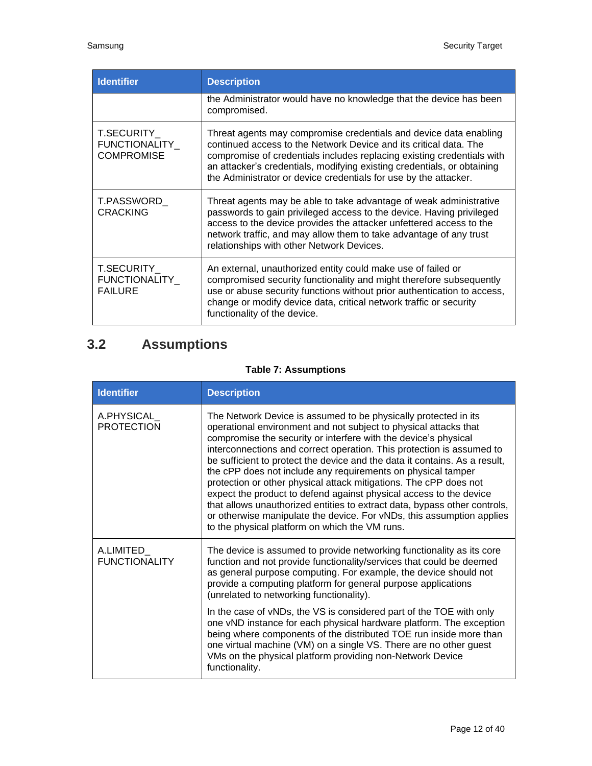| Identifier | Description |
| --- | --- |
| | the Administrator would have no knowledge that the device has been compromised. |
| T.SECURITY_FUNCTIONALITY_COMPROMISE | Threat agents may compromise credentials and device data enabling continued access to the Network Device and its critical data. The compromise of credentials includes replacing existing credentials with an attacker's credentials, modifying existing credentials, or obtaining the Administrator or device credentials for use by the attacker. |
| T.PASSWORD_CRACKING | Threat agents may be able to take advantage of weak administrative passwords to gain privileged access to the device. Having privileged access to the device provides the attacker unfettered access to the network traffic, and may allow them to take advantage of any trust relationships with other Network Devices. |
| T.SECURITY_FUNCTIONALITY_FAILURE | An external, unauthorized entity could make use of failed or compromised security functionality and might therefore subsequently use or abuse security functions without prior authentication to access, change or modify device data, critical network traffic or security functionality of the device. |

## 3.2 Assumptions

**Table 7: Assumptions**

| Identifier | Description |
| --- | --- |
| A.PHYSICAL_PROTECTION | The Network Device is assumed to be physically protected in its operational environment and not subject to physical attacks that compromise the security or interfere with the device's physical interconnections and correct operation. This protection is assumed to be sufficient to protect the device and the data it contains. As a result, the cPP does not include any requirements on physical tamper protection or other physical attack mitigations. The cPP does not expect the product to defend against physical access to the device that allows unauthorized entities to extract data, bypass other controls, or otherwise manipulate the device. For vNDs, this assumption applies to the physical platform on which the VM runs. |
| A.LIMITED_FUNCTIONALITY | The device is assumed to provide networking functionality as its core function and not provide functionality/services that could be deemed as general purpose computing. For example, the device should not provide a computing platform for general purpose applications (unrelated to networking functionality).<br><br>In the case of vNDs, the VS is considered part of the TOE with only one vND instance for each physical hardware platform. The exception being where components of the distributed TOE run inside more than one virtual machine (VM) on a single VS. There are no other guest VMs on the physical platform providing non-Network Device functionality. |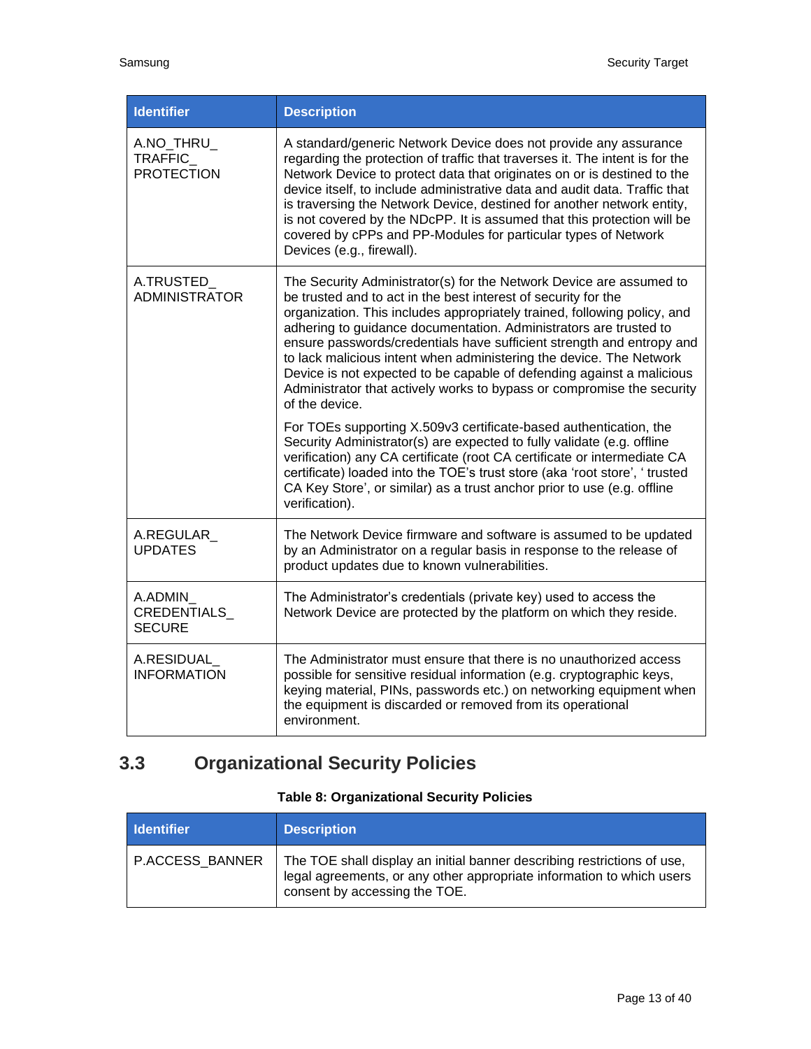| Identifier | Description |
| --- | --- |
| A.NO_THRU_ TRAFFIC_ PROTECTION | A standard/generic Network Device does not provide any assurance regarding the protection of traffic that traverses it. The intent is for the Network Device to protect data that originates on or is destined to the device itself, to include administrative data and audit data. Traffic that is traversing the Network Device, destined for another network entity, is not covered by the NDcPP. It is assumed that this protection will be covered by cPPs and PP-Modules for particular types of Network Devices (e.g., firewall). |
| A.TRUSTED_ ADMINISTRATOR | The Security Administrator(s) for the Network Device are assumed to be trusted and to act in the best interest of security for the organization. This includes appropriately trained, following policy, and adhering to guidance documentation. Administrators are trusted to ensure passwords/credentials have sufficient strength and entropy and to lack malicious intent when administering the device. The Network Device is not expected to be capable of defending against a malicious Administrator that actively works to bypass or compromise the security of the device.<br><br>For TOEs supporting X.509v3 certificate-based authentication, the Security Administrator(s) are expected to fully validate (e.g. offline verification) any CA certificate (root CA certificate or intermediate CA certificate) loaded into the TOE's trust store (aka 'root store', ' trusted CA Key Store', or similar) as a trust anchor prior to use (e.g. offline verification). |
| A.REGULAR_ UPDATES | The Network Device firmware and software is assumed to be updated by an Administrator on a regular basis in response to the release of product updates due to known vulnerabilities. |
| A.ADMIN_ CREDENTIALS_ SECURE | The Administrator's credentials (private key) used to access the Network Device are protected by the platform on which they reside. |
| A.RESIDUAL_ INFORMATION | The Administrator must ensure that there is no unauthorized access possible for sensitive residual information (e.g. cryptographic keys, keying material, PINs, passwords etc.) on networking equipment when the equipment is discarded or removed from its operational environment. |

## 3.3 Organizational Security Policies

**Table 8: Organizational Security Policies**

| Identifier | Description |
| --- | --- |
| P.ACCESS_BANNER | The TOE shall display an initial banner describing restrictions of use, legal agreements, or any other appropriate information to which users consent by accessing the TOE. |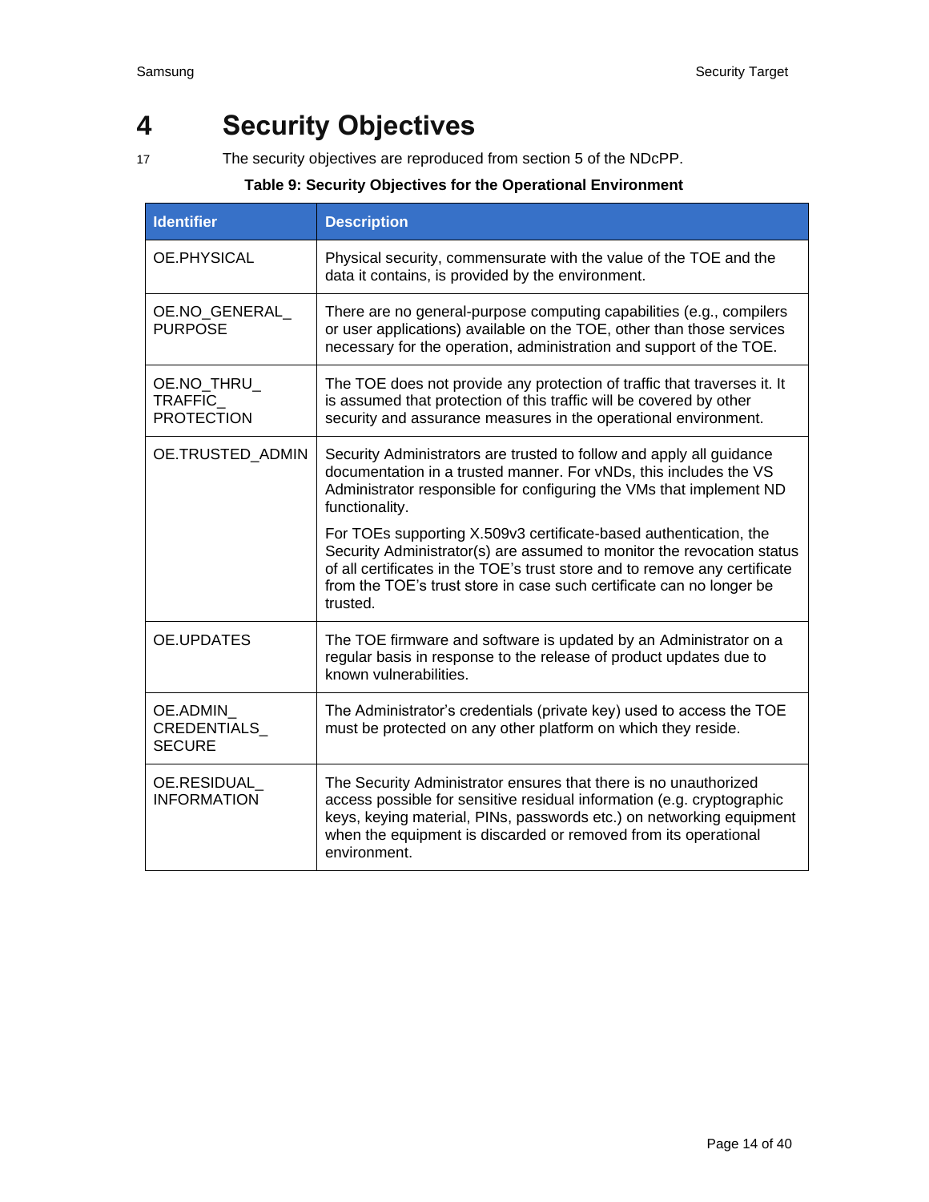# 4 Security Objectives

17 The security objectives are reproduced from section 5 of the NDcPP.

**Table 9: Security Objectives for the Operational Environment**

| Identifier | Description |
|---|---|
| OE.PHYSICAL | Physical security, commensurate with the value of the TOE and the data it contains, is provided by the environment. |
| OE.NO_GENERAL_PURPOSE | There are no general-purpose computing capabilities (e.g., compilers or user applications) available on the TOE, other than those services necessary for the operation, administration and support of the TOE. |
| OE.NO_THRU_TRAFFIC_PROTECTION | The TOE does not provide any protection of traffic that traverses it. It is assumed that protection of this traffic will be covered by other security and assurance measures in the operational environment. |
| OE.TRUSTED_ADMIN | Security Administrators are trusted to follow and apply all guidance documentation in a trusted manner. For vNDs, this includes the VS Administrator responsible for configuring the VMs that implement ND functionality.<br><br>For TOEs supporting X.509v3 certificate-based authentication, the Security Administrator(s) are assumed to monitor the revocation status of all certificates in the TOE's trust store and to remove any certificate from the TOE's trust store in case such certificate can no longer be trusted. |
| OE.UPDATES | The TOE firmware and software is updated by an Administrator on a regular basis in response to the release of product updates due to known vulnerabilities. |
| OE.ADMIN_CREDENTIALS_SECURE | The Administrator's credentials (private key) used to access the TOE must be protected on any other platform on which they reside. |
| OE.RESIDUAL_INFORMATION | The Security Administrator ensures that there is no unauthorized access possible for sensitive residual information (e.g. cryptographic keys, keying material, PINs, passwords etc.) on networking equipment when the equipment is discarded or removed from its operational environment. |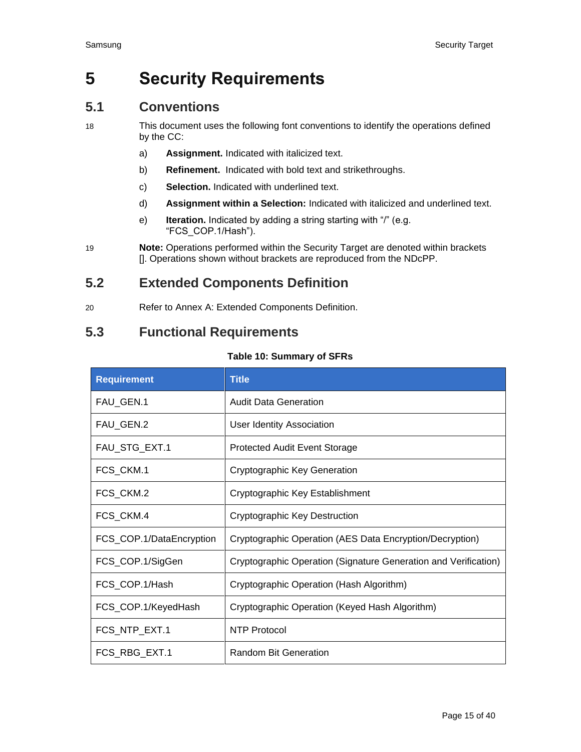# 5 Security Requirements

## 5.1 Conventions

18 This document uses the following font conventions to identify the operations defined by the CC:

a) **Assignment.** Indicated with italicized text.

b) **Refinement.** Indicated with bold text and strikethroughs.

c) **Selection.** Indicated with underlined text.

d) **Assignment within a Selection:** Indicated with italicized and underlined text.

e) **Iteration.** Indicated by adding a string starting with "/" (e.g. "FCS_COP.1/Hash").

19 **Note:** Operations performed within the Security Target are denoted within brackets []. Operations shown without brackets are reproduced from the NDcPP.

## 5.2 Extended Components Definition

20 Refer to Annex A: Extended Components Definition.

## 5.3 Functional Requirements

**Table 10: Summary of SFRs**

| Requirement | Title |
|---|---|
| FAU_GEN.1 | Audit Data Generation |
| FAU_GEN.2 | User Identity Association |
| FAU_STG_EXT.1 | Protected Audit Event Storage |
| FCS_CKM.1 | Cryptographic Key Generation |
| FCS_CKM.2 | Cryptographic Key Establishment |
| FCS_CKM.4 | Cryptographic Key Destruction |
| FCS_COP.1/DataEncryption | Cryptographic Operation (AES Data Encryption/Decryption) |
| FCS_COP.1/SigGen | Cryptographic Operation (Signature Generation and Verification) |
| FCS_COP.1/Hash | Cryptographic Operation (Hash Algorithm) |
| FCS_COP.1/KeyedHash | Cryptographic Operation (Keyed Hash Algorithm) |
| FCS_NTP_EXT.1 | NTP Protocol |
| FCS_RBG_EXT.1 | Random Bit Generation |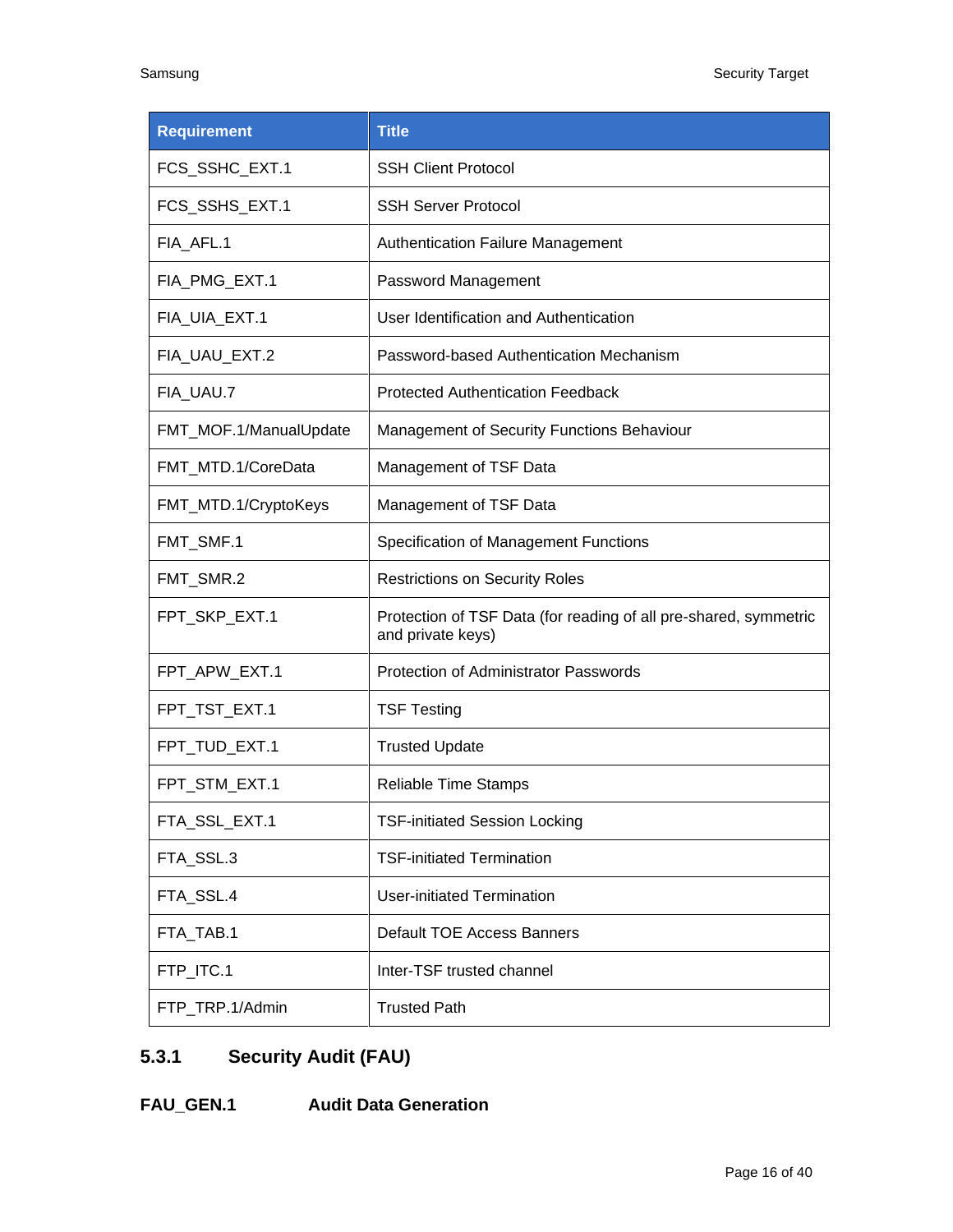| Requirement | Title |
| --- | --- |
| FCS_SSHC_EXT.1 | SSH Client Protocol |
| FCS_SSHS_EXT.1 | SSH Server Protocol |
| FIA_AFL.1 | Authentication Failure Management |
| FIA_PMG_EXT.1 | Password Management |
| FIA_UIA_EXT.1 | User Identification and Authentication |
| FIA_UAU_EXT.2 | Password-based Authentication Mechanism |
| FIA_UAU.7 | Protected Authentication Feedback |
| FMT_MOF.1/ManualUpdate | Management of Security Functions Behaviour |
| FMT_MTD.1/CoreData | Management of TSF Data |
| FMT_MTD.1/CryptoKeys | Management of TSF Data |
| FMT_SMF.1 | Specification of Management Functions |
| FMT_SMR.2 | Restrictions on Security Roles |
| FPT_SKP_EXT.1 | Protection of TSF Data (for reading of all pre-shared, symmetric and private keys) |
| FPT_APW_EXT.1 | Protection of Administrator Passwords |
| FPT_TST_EXT.1 | TSF Testing |
| FPT_TUD_EXT.1 | Trusted Update |
| FPT_STM_EXT.1 | Reliable Time Stamps |
| FTA_SSL_EXT.1 | TSF-initiated Session Locking |
| FTA_SSL.3 | TSF-initiated Termination |
| FTA_SSL.4 | User-initiated Termination |
| FTA_TAB.1 | Default TOE Access Banners |
| FTP_ITC.1 | Inter-TSF trusted channel |
| FTP_TRP.1/Admin | Trusted Path |

### 5.3.1 Security Audit (FAU)

#### FAU_GEN.1 Audit Data Generation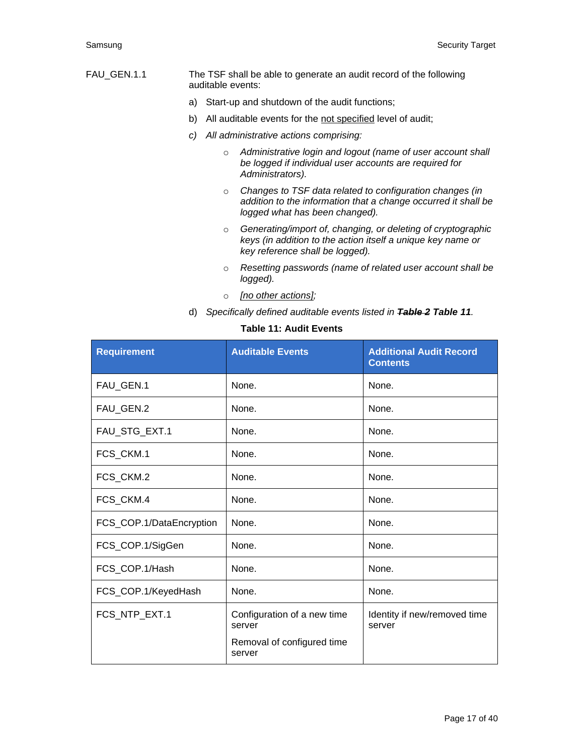FAU_GEN.1.1 The TSF shall be able to generate an audit record of the following auditable events:

a) Start-up and shutdown of the audit functions;

b) All auditable events for the <u>not specified</u> level of audit;

*c) All administrative actions comprising:*

- *Administrative login and logout (name of user account shall be logged if individual user accounts are required for Administrators).*
- *Changes to TSF data related to configuration changes (in addition to the information that a change occurred it shall be logged what has been changed).*
- *Generating/import of, changing, or deleting of cryptographic keys (in addition to the action itself a unique key name or key reference shall be logged).*
- *Resetting passwords (name of related user account shall be logged).*
- *<u>[no other actions]</u>;*

d) *Specifically defined auditable events listed in **~~Table 2~~ Table 11**.*

**Table 11: Audit Events**

| Requirement | Auditable Events | Additional Audit Record Contents |
|---|---|---|
| FAU_GEN.1 | None. | None. |
| FAU_GEN.2 | None. | None. |
| FAU_STG_EXT.1 | None. | None. |
| FCS_CKM.1 | None. | None. |
| FCS_CKM.2 | None. | None. |
| FCS_CKM.4 | None. | None. |
| FCS_COP.1/DataEncryption | None. | None. |
| FCS_COP.1/SigGen | None. | None. |
| FCS_COP.1/Hash | None. | None. |
| FCS_COP.1/KeyedHash | None. | None. |
| FCS_NTP_EXT.1 | Configuration of a new time server<br><br>Removal of configured time server | Identity if new/removed time server |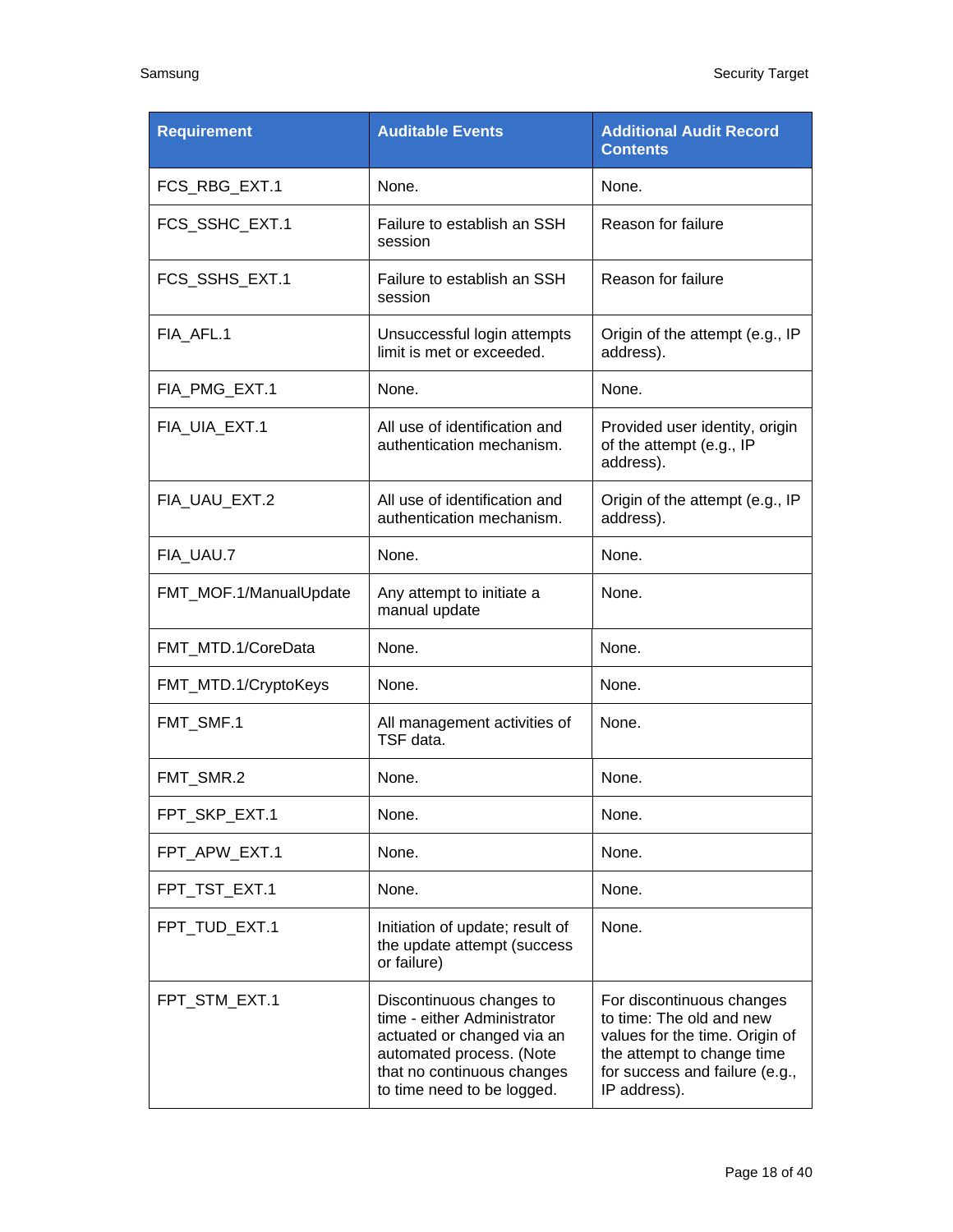| Requirement | Auditable Events | Additional Audit Record Contents |
| --- | --- | --- |
| FCS_RBG_EXT.1 | None. | None. |
| FCS_SSHC_EXT.1 | Failure to establish an SSH session | Reason for failure |
| FCS_SSHS_EXT.1 | Failure to establish an SSH session | Reason for failure |
| FIA_AFL.1 | Unsuccessful login attempts limit is met or exceeded. | Origin of the attempt (e.g., IP address). |
| FIA_PMG_EXT.1 | None. | None. |
| FIA_UIA_EXT.1 | All use of identification and authentication mechanism. | Provided user identity, origin of the attempt (e.g., IP address). |
| FIA_UAU_EXT.2 | All use of identification and authentication mechanism. | Origin of the attempt (e.g., IP address). |
| FIA_UAU.7 | None. | None. |
| FMT_MOF.1/ManualUpdate | Any attempt to initiate a manual update | None. |
| FMT_MTD.1/CoreData | None. | None. |
| FMT_MTD.1/CryptoKeys | None. | None. |
| FMT_SMF.1 | All management activities of TSF data. | None. |
| FMT_SMR.2 | None. | None. |
| FPT_SKP_EXT.1 | None. | None. |
| FPT_APW_EXT.1 | None. | None. |
| FPT_TST_EXT.1 | None. | None. |
| FPT_TUD_EXT.1 | Initiation of update; result of the update attempt (success or failure) | None. |
| FPT_STM_EXT.1 | Discontinuous changes to time - either Administrator actuated or changed via an automated process. (Note that no continuous changes to time need to be logged. | For discontinuous changes to time: The old and new values for the time. Origin of the attempt to change time for success and failure (e.g., IP address). |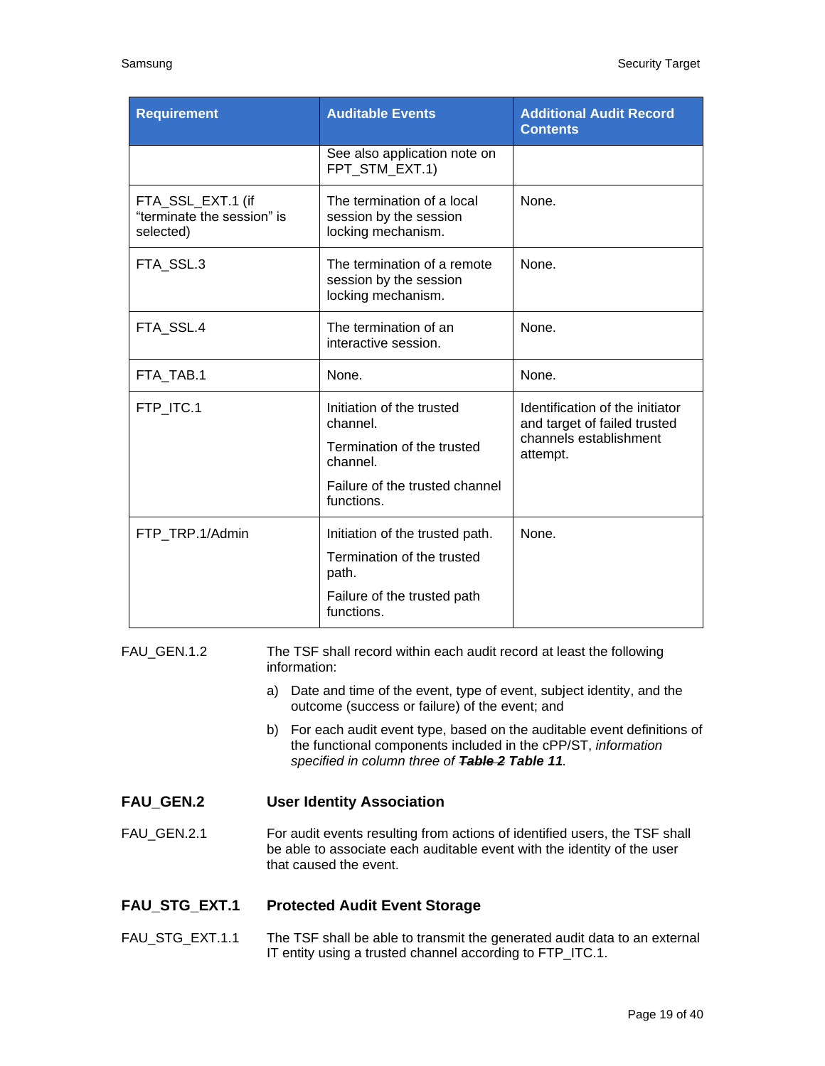| Requirement | Auditable Events | Additional Audit Record Contents |
|---|---|---|
| | See also application note on FPT_STM_EXT.1) | |
| FTA_SSL_EXT.1 (if "terminate the session" is selected) | The termination of a local session by the session locking mechanism. | None. |
| FTA_SSL.3 | The termination of a remote session by the session locking mechanism. | None. |
| FTA_SSL.4 | The termination of an interactive session. | None. |
| FTA_TAB.1 | None. | None. |
| FTP_ITC.1 | Initiation of the trusted channel.<br>Termination of the trusted channel.<br>Failure of the trusted channel functions. | Identification of the initiator and target of failed trusted channels establishment attempt. |
| FTP_TRP.1/Admin | Initiation of the trusted path.<br>Termination of the trusted path.<br>Failure of the trusted path functions. | None. |

FAU_GEN.1.2 The TSF shall record within each audit record at least the following information:

a) Date and time of the event, type of event, subject identity, and the outcome (success or failure) of the event; and

b) For each audit event type, based on the auditable event definitions of the functional components included in the cPP/ST, *information specified in column three of* ~~***Table 2***~~ ***Table 11***.

## FAU_GEN.2 User Identity Association

FAU_GEN.2.1 For audit events resulting from actions of identified users, the TSF shall be able to associate each auditable event with the identity of the user that caused the event.

## FAU_STG_EXT.1 Protected Audit Event Storage

FAU_STG_EXT.1.1 The TSF shall be able to transmit the generated audit data to an external IT entity using a trusted channel according to FTP_ITC.1.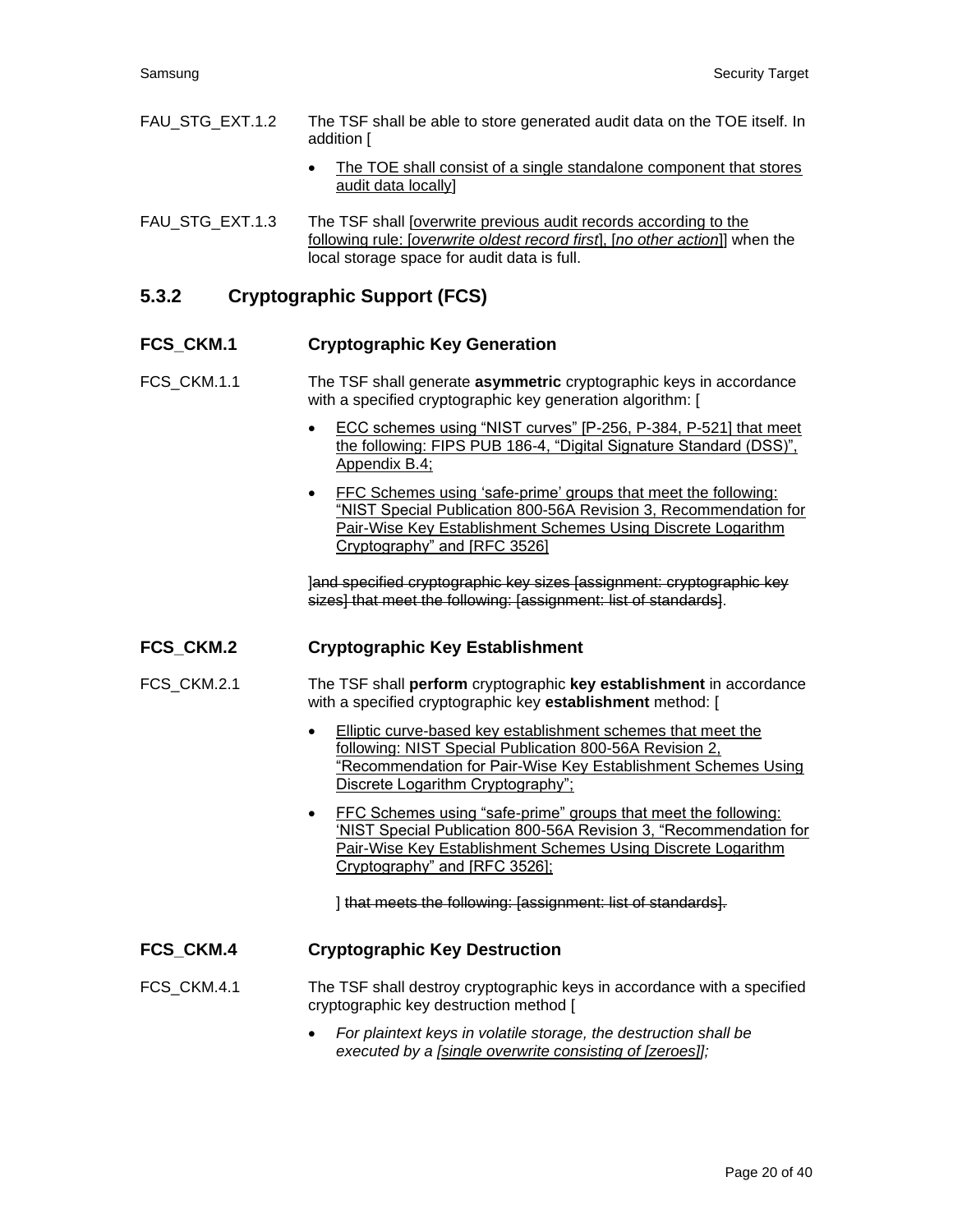FAU_STG_EXT.1.2 The TSF shall be able to store generated audit data on the TOE itself. In addition [

- The TOE shall consist of a single standalone component that stores audit data locally]

FAU_STG_EXT.1.3 The TSF shall [overwrite previous audit records according to the following rule: [*overwrite oldest record first*], [*no other action*]] when the local storage space for audit data is full.

### 5.3.2 Cryptographic Support (FCS)

#### FCS_CKM.1 Cryptographic Key Generation

FCS_CKM.1.1 The TSF shall generate **asymmetric** cryptographic keys in accordance with a specified cryptographic key generation algorithm: [

- ECC schemes using "NIST curves" [P-256, P-384, P-521] that meet the following: FIPS PUB 186-4, "Digital Signature Standard (DSS)", Appendix B.4;
- FFC Schemes using 'safe-prime' groups that meet the following: "NIST Special Publication 800-56A Revision 3, Recommendation for Pair-Wise Key Establishment Schemes Using Discrete Logarithm Cryptography" and [RFC 3526]

]~~and specified cryptographic key sizes [assignment: cryptographic key sizes] that meet the following: [assignment: list of standards]~~.

#### FCS_CKM.2 Cryptographic Key Establishment

FCS_CKM.2.1 The TSF shall **perform** cryptographic **key establishment** in accordance with a specified cryptographic key **establishment** method: [

- Elliptic curve-based key establishment schemes that meet the following: NIST Special Publication 800-56A Revision 2, "Recommendation for Pair-Wise Key Establishment Schemes Using Discrete Logarithm Cryptography";
- FFC Schemes using "safe-prime" groups that meet the following: 'NIST Special Publication 800-56A Revision 3, "Recommendation for Pair-Wise Key Establishment Schemes Using Discrete Logarithm Cryptography" and [RFC 3526];

] ~~that meets the following: [assignment: list of standards].~~

#### FCS_CKM.4 Cryptographic Key Destruction

FCS_CKM.4.1 The TSF shall destroy cryptographic keys in accordance with a specified cryptographic key destruction method [

- *For plaintext keys in volatile storage, the destruction shall be executed by a [single overwrite consisting of [zeroes]];*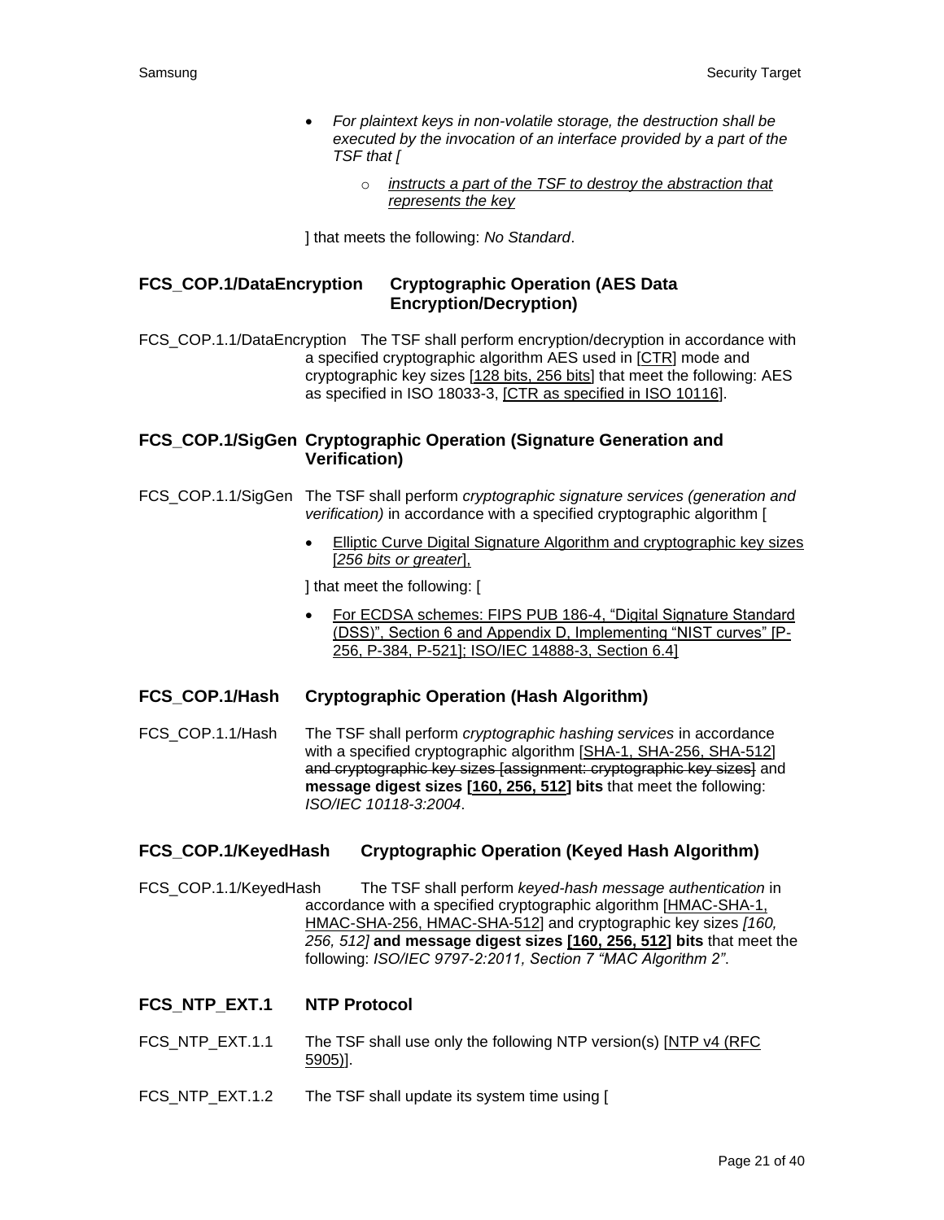- *For plaintext keys in non-volatile storage, the destruction shall be executed by the invocation of an interface provided by a part of the TSF that [*
    - *instructs a part of the TSF to destroy the abstraction that represents the key*

] that meets the following: *No Standard*.

### FCS_COP.1/DataEncryption Cryptographic Operation (AES Data Encryption/Decryption)

FCS_COP.1.1/DataEncryption The TSF shall perform encryption/decryption in accordance with a specified cryptographic algorithm AES used in [CTR] mode and cryptographic key sizes [128 bits, 256 bits] that meet the following: AES as specified in ISO 18033-3, [CTR as specified in ISO 10116].

### FCS_COP.1/SigGen Cryptographic Operation (Signature Generation and Verification)

FCS_COP.1.1/SigGen The TSF shall perform *cryptographic signature services (generation and verification)* in accordance with a specified cryptographic algorithm [

- Elliptic Curve Digital Signature Algorithm and cryptographic key sizes [*256 bits or greater*],

] that meet the following: [

- For ECDSA schemes: FIPS PUB 186-4, "Digital Signature Standard (DSS)", Section 6 and Appendix D, Implementing "NIST curves" [P-256, P-384, P-521]; ISO/IEC 14888-3, Section 6.4]

### FCS_COP.1/Hash Cryptographic Operation (Hash Algorithm)

FCS_COP.1.1/Hash The TSF shall perform *cryptographic hashing services* in accordance with a specified cryptographic algorithm [SHA-1, SHA-256, SHA-512] ~~and cryptographic key sizes [assignment: cryptographic key sizes]~~ and **message digest sizes [160, 256, 512] bits** that meet the following: *ISO/IEC 10118-3:2004*.

### FCS_COP.1/KeyedHash Cryptographic Operation (Keyed Hash Algorithm)

FCS_COP.1.1/KeyedHash The TSF shall perform *keyed-hash message authentication* in accordance with a specified cryptographic algorithm [HMAC-SHA-1, HMAC-SHA-256, HMAC-SHA-512] and cryptographic key sizes *[160, 256, 512]* **and message digest sizes [160, 256, 512] bits** that meet the following: *ISO/IEC 9797-2:2011, Section 7 "MAC Algorithm 2"*.

### FCS_NTP_EXT.1 NTP Protocol

FCS_NTP_EXT.1.1 The TSF shall use only the following NTP version(s) [NTP v4 (RFC 5905)].

FCS_NTP_EXT.1.2 The TSF shall update its system time using [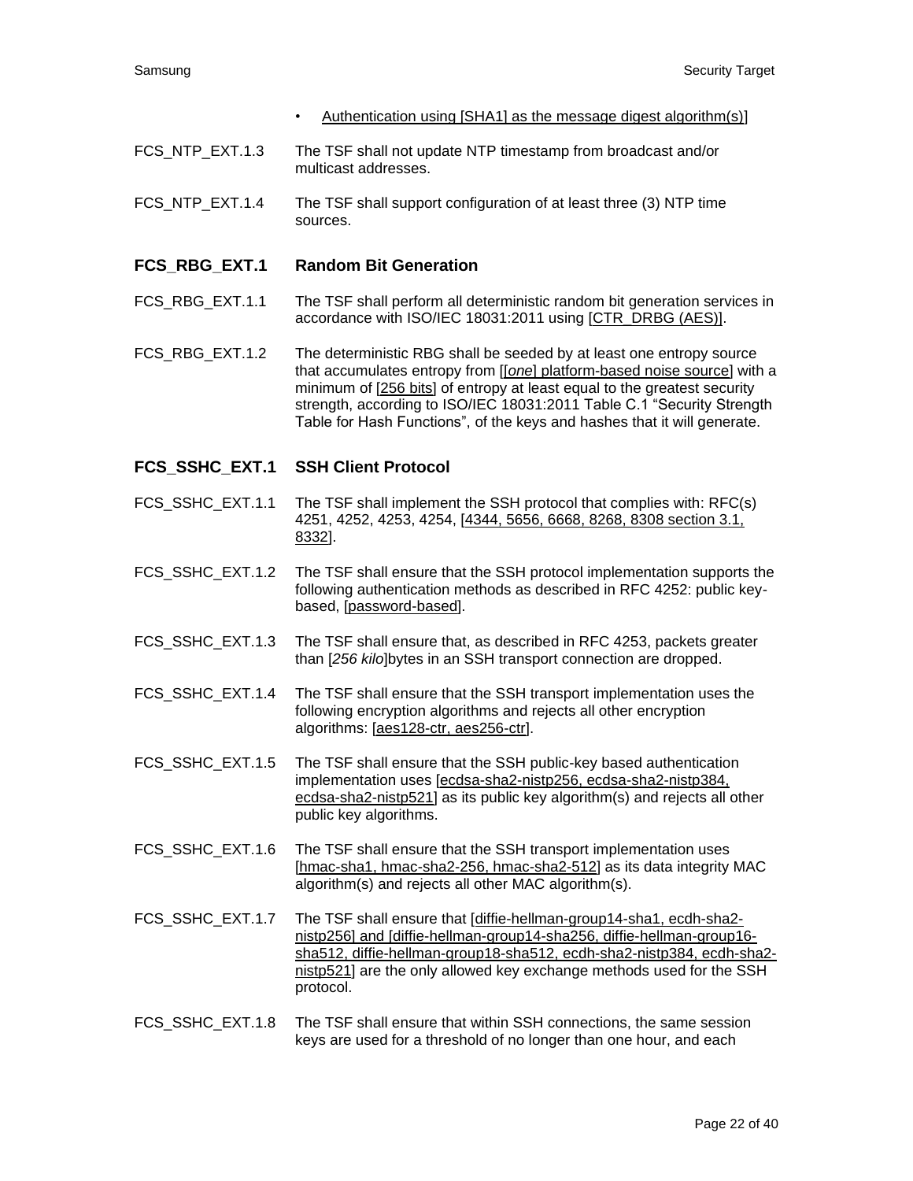- Authentication using [SHA1] as the message digest algorithm(s)]

FCS_NTP_EXT.1.3 The TSF shall not update NTP timestamp from broadcast and/or multicast addresses.

FCS_NTP_EXT.1.4 The TSF shall support configuration of at least three (3) NTP time sources.

### FCS_RBG_EXT.1 Random Bit Generation

FCS_RBG_EXT.1.1 The TSF shall perform all deterministic random bit generation services in accordance with ISO/IEC 18031:2011 using [CTR_DRBG (AES)].

FCS_RBG_EXT.1.2 The deterministic RBG shall be seeded by at least one entropy source that accumulates entropy from [[*one*] platform-based noise source] with a minimum of [256 bits] of entropy at least equal to the greatest security strength, according to ISO/IEC 18031:2011 Table C.1 "Security Strength Table for Hash Functions", of the keys and hashes that it will generate.

### FCS_SSHC_EXT.1 SSH Client Protocol

FCS_SSHC_EXT.1.1 The TSF shall implement the SSH protocol that complies with: RFC(s) 4251, 4252, 4253, 4254, [4344, 5656, 6668, 8268, 8308 section 3.1, 8332].

FCS_SSHC_EXT.1.2 The TSF shall ensure that the SSH protocol implementation supports the following authentication methods as described in RFC 4252: public key-based, [password-based].

FCS_SSHC_EXT.1.3 The TSF shall ensure that, as described in RFC 4253, packets greater than [*256 kilo*]bytes in an SSH transport connection are dropped.

FCS_SSHC_EXT.1.4 The TSF shall ensure that the SSH transport implementation uses the following encryption algorithms and rejects all other encryption algorithms: [aes128-ctr, aes256-ctr].

FCS_SSHC_EXT.1.5 The TSF shall ensure that the SSH public-key based authentication implementation uses [ecdsa-sha2-nistp256, ecdsa-sha2-nistp384, ecdsa-sha2-nistp521] as its public key algorithm(s) and rejects all other public key algorithms.

FCS_SSHC_EXT.1.6 The TSF shall ensure that the SSH transport implementation uses [hmac-sha1, hmac-sha2-256, hmac-sha2-512] as its data integrity MAC algorithm(s) and rejects all other MAC algorithm(s).

FCS_SSHC_EXT.1.7 The TSF shall ensure that [diffie-hellman-group14-sha1, ecdh-sha2-nistp256] and [diffie-hellman-group14-sha256, diffie-hellman-group16-sha512, diffie-hellman-group18-sha512, ecdh-sha2-nistp384, ecdh-sha2-nistp521] are the only allowed key exchange methods used for the SSH protocol.

FCS_SSHC_EXT.1.8 The TSF shall ensure that within SSH connections, the same session keys are used for a threshold of no longer than one hour, and each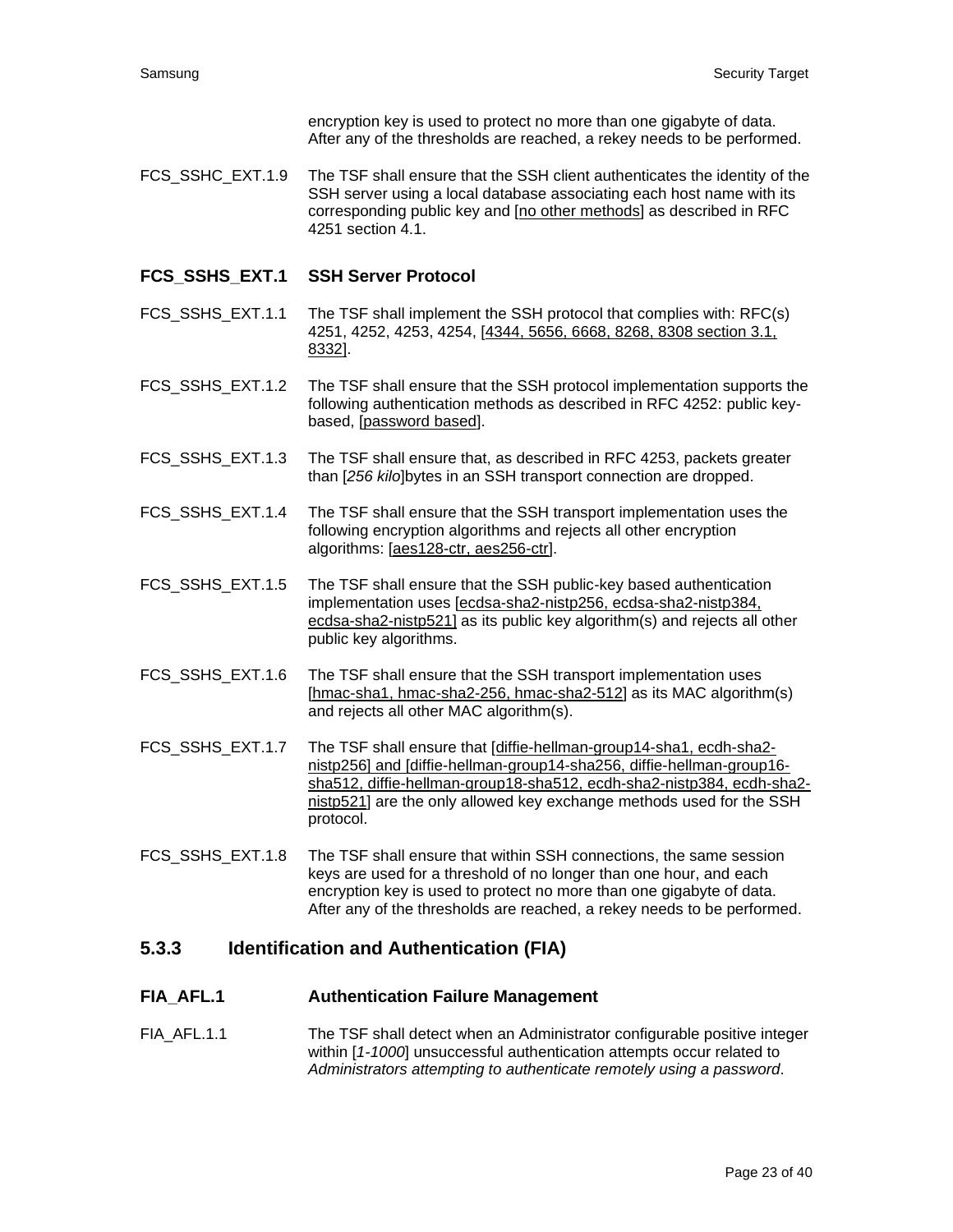encryption key is used to protect no more than one gigabyte of data. After any of the thresholds are reached, a rekey needs to be performed.

FCS_SSHC_EXT.1.9 The TSF shall ensure that the SSH client authenticates the identity of the SSH server using a local database associating each host name with its corresponding public key and [no other methods] as described in RFC 4251 section 4.1.

#### FCS_SSHS_EXT.1 SSH Server Protocol

FCS_SSHS_EXT.1.1 The TSF shall implement the SSH protocol that complies with: RFC(s) 4251, 4252, 4253, 4254, [4344, 5656, 6668, 8268, 8308 section 3.1, 8332].

FCS_SSHS_EXT.1.2 The TSF shall ensure that the SSH protocol implementation supports the following authentication methods as described in RFC 4252: public key-based, [password based].

FCS_SSHS_EXT.1.3 The TSF shall ensure that, as described in RFC 4253, packets greater than [*256 kilo*]bytes in an SSH transport connection are dropped.

FCS_SSHS_EXT.1.4 The TSF shall ensure that the SSH transport implementation uses the following encryption algorithms and rejects all other encryption algorithms: [aes128-ctr, aes256-ctr].

FCS_SSHS_EXT.1.5 The TSF shall ensure that the SSH public-key based authentication implementation uses [ecdsa-sha2-nistp256, ecdsa-sha2-nistp384, ecdsa-sha2-nistp521] as its public key algorithm(s) and rejects all other public key algorithms.

FCS_SSHS_EXT.1.6 The TSF shall ensure that the SSH transport implementation uses [hmac-sha1, hmac-sha2-256, hmac-sha2-512] as its MAC algorithm(s) and rejects all other MAC algorithm(s).

FCS_SSHS_EXT.1.7 The TSF shall ensure that [diffie-hellman-group14-sha1, ecdh-sha2-nistp256] and [diffie-hellman-group14-sha256, diffie-hellman-group16-sha512, diffie-hellman-group18-sha512, ecdh-sha2-nistp384, ecdh-sha2-nistp521] are the only allowed key exchange methods used for the SSH protocol.

FCS_SSHS_EXT.1.8 The TSF shall ensure that within SSH connections, the same session keys are used for a threshold of no longer than one hour, and each encryption key is used to protect no more than one gigabyte of data. After any of the thresholds are reached, a rekey needs to be performed.

### 5.3.3 Identification and Authentication (FIA)

#### FIA_AFL.1 Authentication Failure Management

FIA_AFL.1.1 The TSF shall detect when an Administrator configurable positive integer within [*1-1000*] unsuccessful authentication attempts occur related to *Administrators attempting to authenticate remotely using a password*.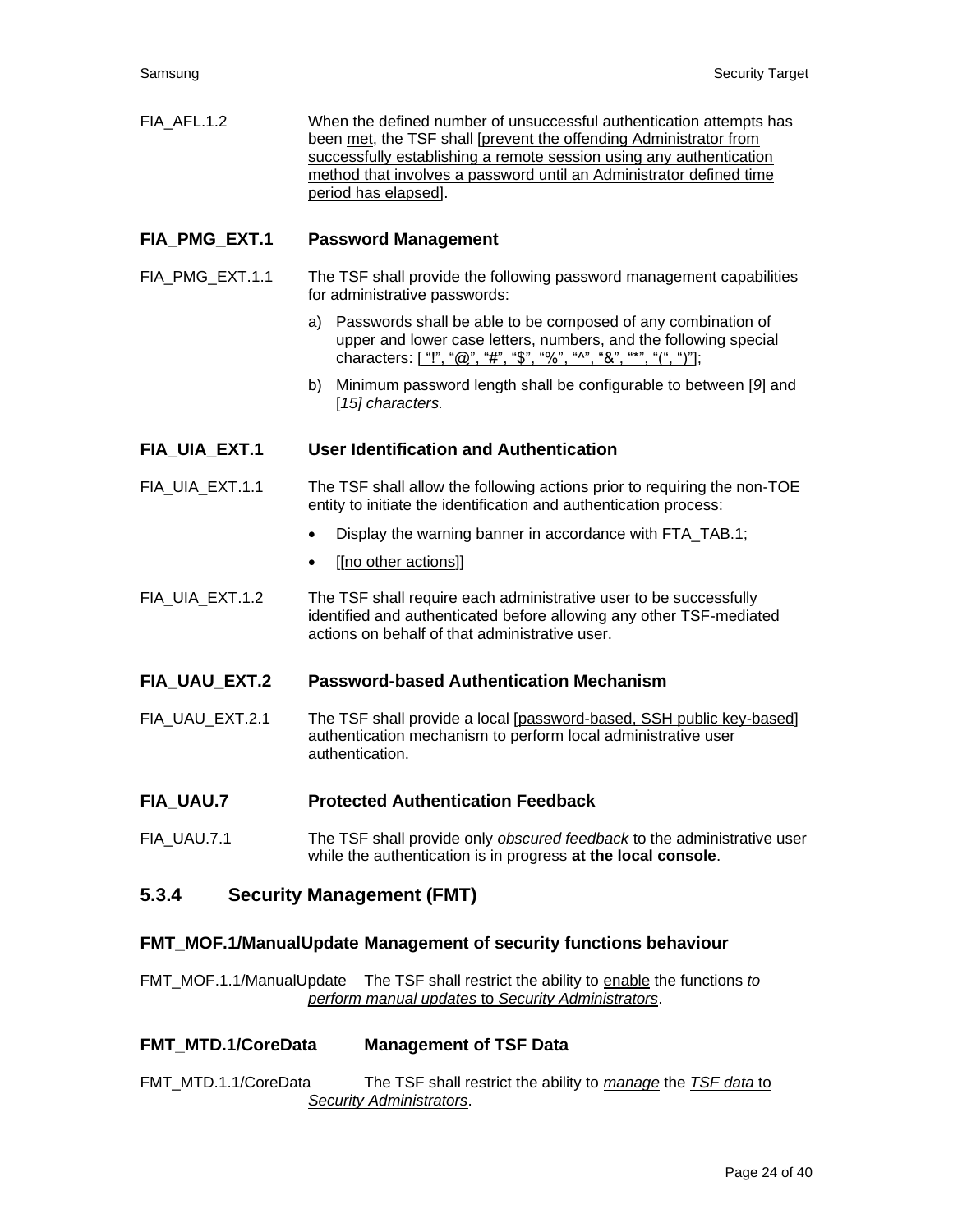FIA_AFL.1.2 When the defined number of unsuccessful authentication attempts has been <u>met</u>, the TSF shall [<u>prevent the offending Administrator from successfully establishing a remote session using any authentication method that involves a password until an Administrator defined time period has elapsed</u>].

### FIA_PMG_EXT.1 Password Management

FIA_PMG_EXT.1.1 The TSF shall provide the following password management capabilities for administrative passwords:

a) Passwords shall be able to be composed of any combination of upper and lower case letters, numbers, and the following special characters: [<u> "!", "@", "#", "$", "%", "^", "&", "*", "(", ")"</u>];

b) Minimum password length shall be configurable to between [*9*] and [*15] characters.*

### FIA_UIA_EXT.1 User Identification and Authentication

FIA_UIA_EXT.1.1 The TSF shall allow the following actions prior to requiring the non-TOE entity to initiate the identification and authentication process:

- Display the warning banner in accordance with FTA_TAB.1;
- [[<u>no other actions</u>]]

FIA_UIA_EXT.1.2 The TSF shall require each administrative user to be successfully identified and authenticated before allowing any other TSF-mediated actions on behalf of that administrative user.

### FIA_UAU_EXT.2 Password-based Authentication Mechanism

FIA_UAU_EXT.2.1 The TSF shall provide a local [<u>password-based, SSH public key-based</u>] authentication mechanism to perform local administrative user authentication.

### FIA_UAU.7 Protected Authentication Feedback

FIA_UAU.7.1 The TSF shall provide only *obscured feedback* to the administrative user while the authentication is in progress **at the local console**.

## 5.3.4 Security Management (FMT)

### FMT_MOF.1/ManualUpdate Management of security functions behaviour

FMT_MOF.1.1/ManualUpdate The TSF shall restrict the ability to <u>enable</u> the functions <u>*to perform manual updates* to *Security Administrators*</u>.

### FMT_MTD.1/CoreData Management of TSF Data

FMT_MTD.1.1/CoreData The TSF shall restrict the ability to <u>*manage*</u> the <u>*TSF data* to *Security Administrators*</u>.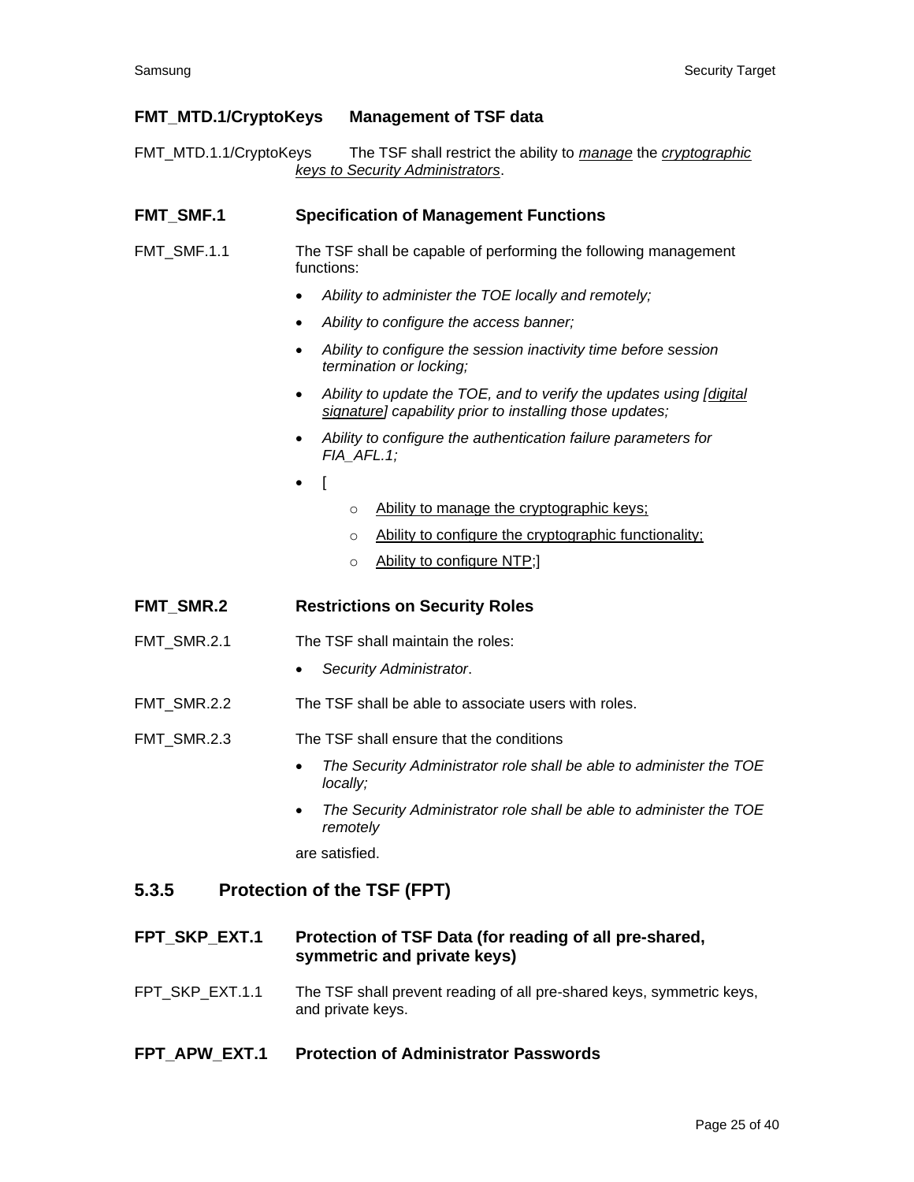**FMT_MTD.1/CryptoKeys Management of TSF data**

FMT_MTD.1.1/CryptoKeys The TSF shall restrict the ability to *manage* the *cryptographic keys to Security Administrators*.

**FMT_SMF.1 Specification of Management Functions**

FMT_SMF.1.1 The TSF shall be capable of performing the following management functions:

- *Ability to administer the TOE locally and remotely;*
- *Ability to configure the access banner;*
- *Ability to configure the session inactivity time before session termination or locking;*
- *Ability to update the TOE, and to verify the updates using [digital signature] capability prior to installing those updates;*
- *Ability to configure the authentication failure parameters for FIA_AFL.1;*
- [
  - Ability to manage the cryptographic keys;
  - Ability to configure the cryptographic functionality;
  - Ability to configure NTP;]

**FMT_SMR.2 Restrictions on Security Roles**

FMT_SMR.2.1 The TSF shall maintain the roles:

- *Security Administrator*.

FMT_SMR.2.2 The TSF shall be able to associate users with roles.

FMT_SMR.2.3 The TSF shall ensure that the conditions

- *The Security Administrator role shall be able to administer the TOE locally;*
- *The Security Administrator role shall be able to administer the TOE remotely*

are satisfied.

### 5.3.5 Protection of the TSF (FPT)

**FPT_SKP_EXT.1 Protection of TSF Data (for reading of all pre-shared, symmetric and private keys)**

FPT_SKP_EXT.1.1 The TSF shall prevent reading of all pre-shared keys, symmetric keys, and private keys.

**FPT_APW_EXT.1 Protection of Administrator Passwords**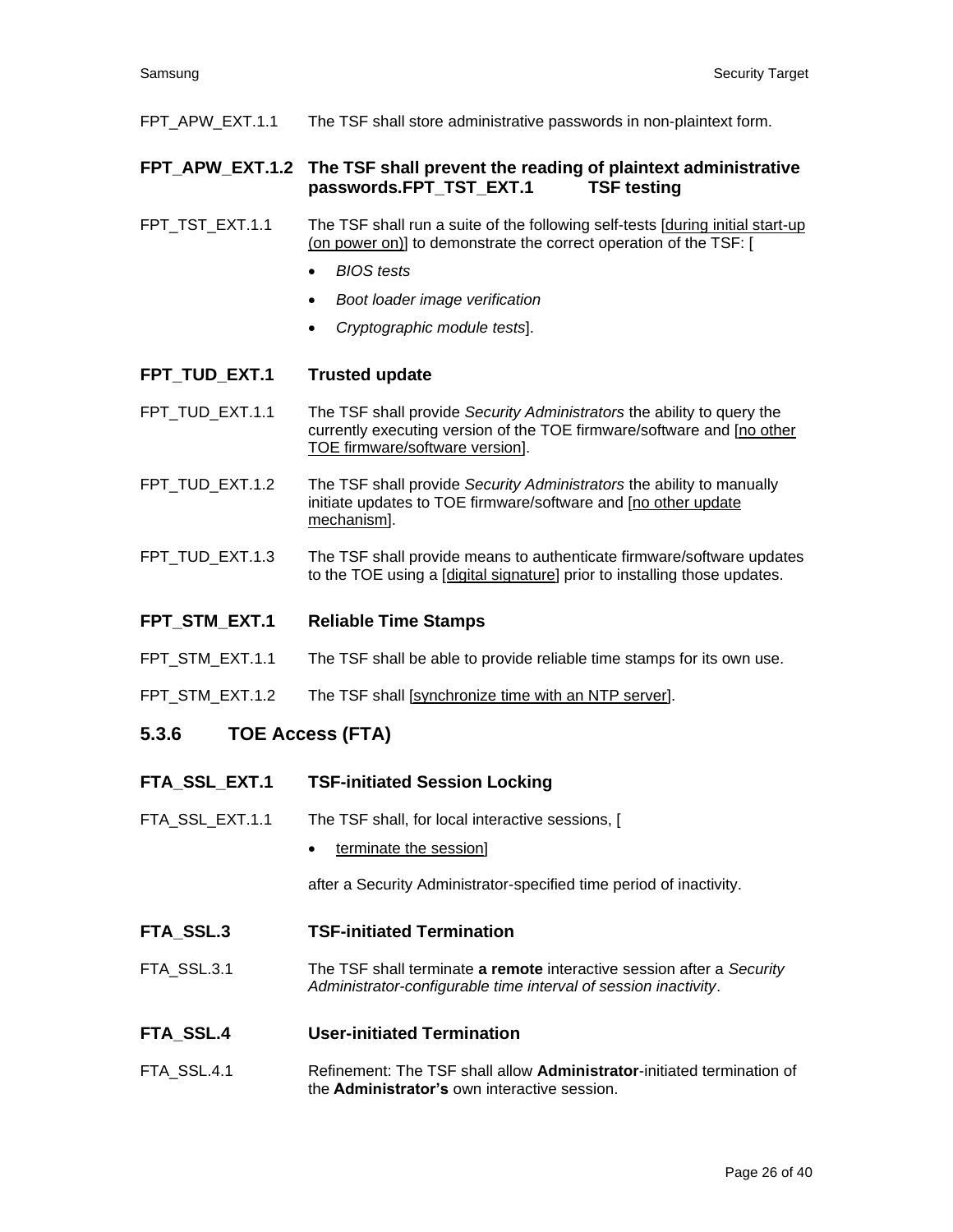FPT_APW_EXT.1.1 The TSF shall store administrative passwords in non-plaintext form.

**FPT_APW_EXT.1.2 The TSF shall prevent the reading of plaintext administrative passwords.FPT_TST_EXT.1 TSF testing**

FPT_TST_EXT.1.1 The TSF shall run a suite of the following self-tests [during initial start-up (on power on)] to demonstrate the correct operation of the TSF: [

- *BIOS tests*
- *Boot loader image verification*
- *Cryptographic module tests*].

**FPT_TUD_EXT.1 Trusted update**

FPT_TUD_EXT.1.1 The TSF shall provide *Security Administrators* the ability to query the currently executing version of the TOE firmware/software and [no other TOE firmware/software version].

FPT_TUD_EXT.1.2 The TSF shall provide *Security Administrators* the ability to manually initiate updates to TOE firmware/software and [no other update mechanism].

FPT_TUD_EXT.1.3 The TSF shall provide means to authenticate firmware/software updates to the TOE using a [digital signature] prior to installing those updates.

**FPT_STM_EXT.1 Reliable Time Stamps**

FPT_STM_EXT.1.1 The TSF shall be able to provide reliable time stamps for its own use.

FPT_STM_EXT.1.2 The TSF shall [synchronize time with an NTP server].

### 5.3.6 TOE Access (FTA)

**FTA_SSL_EXT.1 TSF-initiated Session Locking**

FTA_SSL_EXT.1.1 The TSF shall, for local interactive sessions, [

- terminate the session]

after a Security Administrator-specified time period of inactivity.

**FTA_SSL.3 TSF-initiated Termination**

FTA_SSL.3.1 The TSF shall terminate **a remote** interactive session after a *Security Administrator-configurable time interval of session inactivity*.

**FTA_SSL.4 User-initiated Termination**

FTA_SSL.4.1 Refinement: The TSF shall allow **Administrator**-initiated termination of the **Administrator's** own interactive session.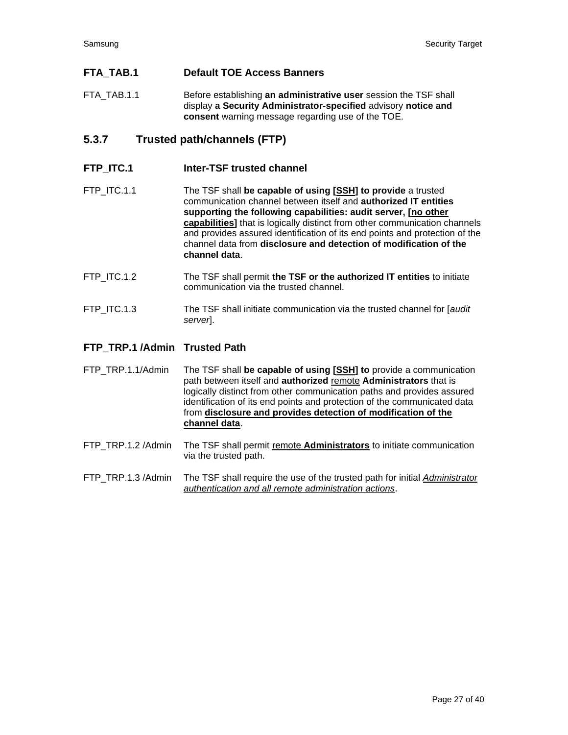#### FTA_TAB.1 Default TOE Access Banners

FTA_TAB.1.1 Before establishing **an administrative user** session the TSF shall display **a Security Administrator-specified** advisory **notice and consent** warning message regarding use of the TOE.

### 5.3.7 Trusted path/channels (FTP)

#### FTP_ITC.1 Inter-TSF trusted channel

FTP_ITC.1.1 The TSF shall **be capable of using [<u>SSH</u>] to provide** a trusted communication channel between itself and **authorized IT entities supporting the following capabilities: audit server, [<u>no other capabilities</u>]** that is logically distinct from other communication channels and provides assured identification of its end points and protection of the channel data from **disclosure and detection of modification of the channel data**.

FTP_ITC.1.2 The TSF shall permit **the TSF or the authorized IT entities** to initiate communication via the trusted channel.

FTP_ITC.1.3 The TSF shall initiate communication via the trusted channel for [*audit server*].

#### FTP_TRP.1 /Admin Trusted Path

FTP_TRP.1.1/Admin The TSF shall **be capable of using [<u>SSH</u>] to** provide a communication path between itself and **authorized** <u>remote</u> **Administrators** that is logically distinct from other communication paths and provides assured identification of its end points and protection of the communicated data from <u>**disclosure and provides detection of modification of the channel data**</u>.

FTP_TRP.1.2 /Admin The TSF shall permit <u>remote **Administrators**</u> to initiate communication via the trusted path.

FTP_TRP.1.3 /Admin The TSF shall require the use of the trusted path for initial <u>*Administrator authentication and all remote administration actions*</u>.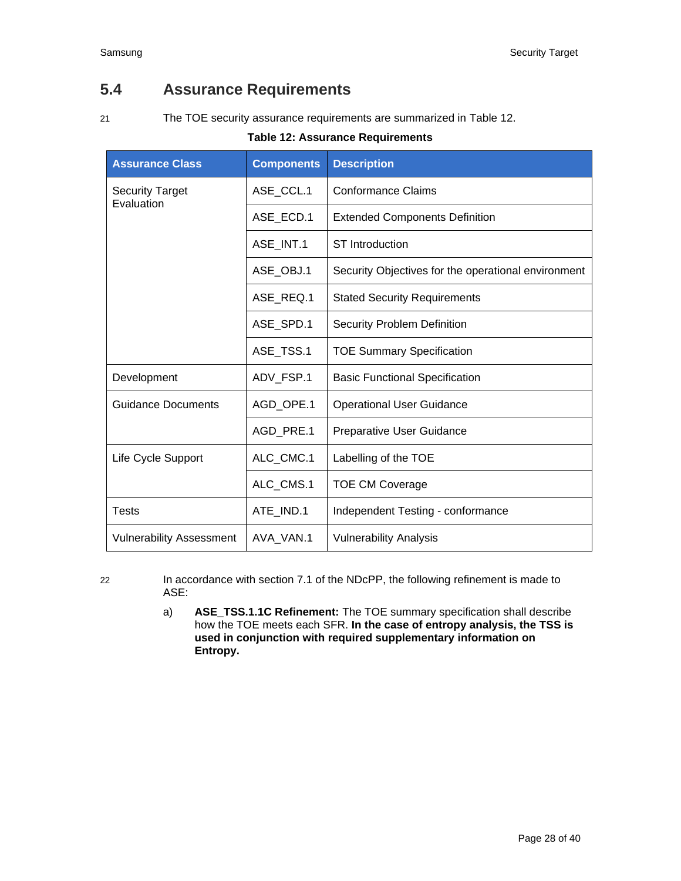## 5.4 Assurance Requirements

21 The TOE security assurance requirements are summarized in Table 12.

**Table 12: Assurance Requirements**

| Assurance Class | Components | Description |
|---|---|---|
| Security Target Evaluation | ASE_CCL.1 | Conformance Claims |
| | ASE_ECD.1 | Extended Components Definition |
| | ASE_INT.1 | ST Introduction |
| | ASE_OBJ.1 | Security Objectives for the operational environment |
| | ASE_REQ.1 | Stated Security Requirements |
| | ASE_SPD.1 | Security Problem Definition |
| | ASE_TSS.1 | TOE Summary Specification |
| Development | ADV_FSP.1 | Basic Functional Specification |
| Guidance Documents | AGD_OPE.1 | Operational User Guidance |
| | AGD_PRE.1 | Preparative User Guidance |
| Life Cycle Support | ALC_CMC.1 | Labelling of the TOE |
| | ALC_CMS.1 | TOE CM Coverage |
| Tests | ATE_IND.1 | Independent Testing - conformance |
| Vulnerability Assessment | AVA_VAN.1 | Vulnerability Analysis |

22 In accordance with section 7.1 of the NDcPP, the following refinement is made to ASE:

a) **ASE_TSS.1.1C Refinement:** The TOE summary specification shall describe how the TOE meets each SFR. **In the case of entropy analysis, the TSS is used in conjunction with required supplementary information on Entropy.**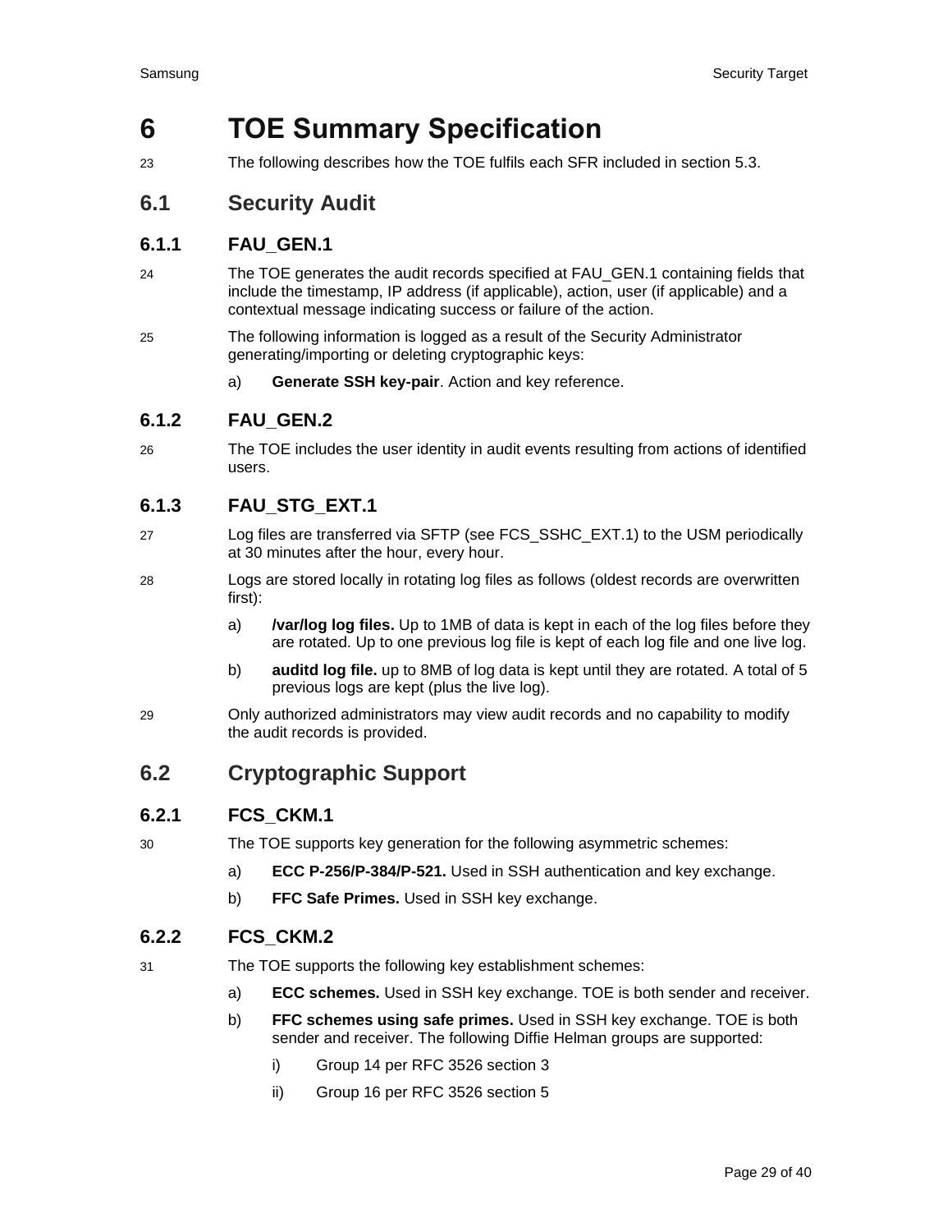# 6 TOE Summary Specification

23 The following describes how the TOE fulfils each SFR included in section 5.3.

## 6.1 Security Audit

### 6.1.1 FAU_GEN.1

24 The TOE generates the audit records specified at FAU_GEN.1 containing fields that include the timestamp, IP address (if applicable), action, user (if applicable) and a contextual message indicating success or failure of the action.

25 The following information is logged as a result of the Security Administrator generating/importing or deleting cryptographic keys:

a) **Generate SSH key-pair**. Action and key reference.

### 6.1.2 FAU_GEN.2

26 The TOE includes the user identity in audit events resulting from actions of identified users.

### 6.1.3 FAU_STG_EXT.1

27 Log files are transferred via SFTP (see FCS_SSHC_EXT.1) to the USM periodically at 30 minutes after the hour, every hour.

28 Logs are stored locally in rotating log files as follows (oldest records are overwritten first):

a) **/var/log log files.** Up to 1MB of data is kept in each of the log files before they are rotated. Up to one previous log file is kept of each log file and one live log.

b) **auditd log file.** up to 8MB of log data is kept until they are rotated. A total of 5 previous logs are kept (plus the live log).

29 Only authorized administrators may view audit records and no capability to modify the audit records is provided.

## 6.2 Cryptographic Support

### 6.2.1 FCS_CKM.1

30 The TOE supports key generation for the following asymmetric schemes:

a) **ECC P-256/P-384/P-521.** Used in SSH authentication and key exchange.

b) **FFC Safe Primes.** Used in SSH key exchange.

### 6.2.2 FCS_CKM.2

31 The TOE supports the following key establishment schemes:

a) **ECC schemes.** Used in SSH key exchange. TOE is both sender and receiver.

b) **FFC schemes using safe primes.** Used in SSH key exchange. TOE is both sender and receiver. The following Diffie Helman groups are supported:

   i) Group 14 per RFC 3526 section 3

   ii) Group 16 per RFC 3526 section 5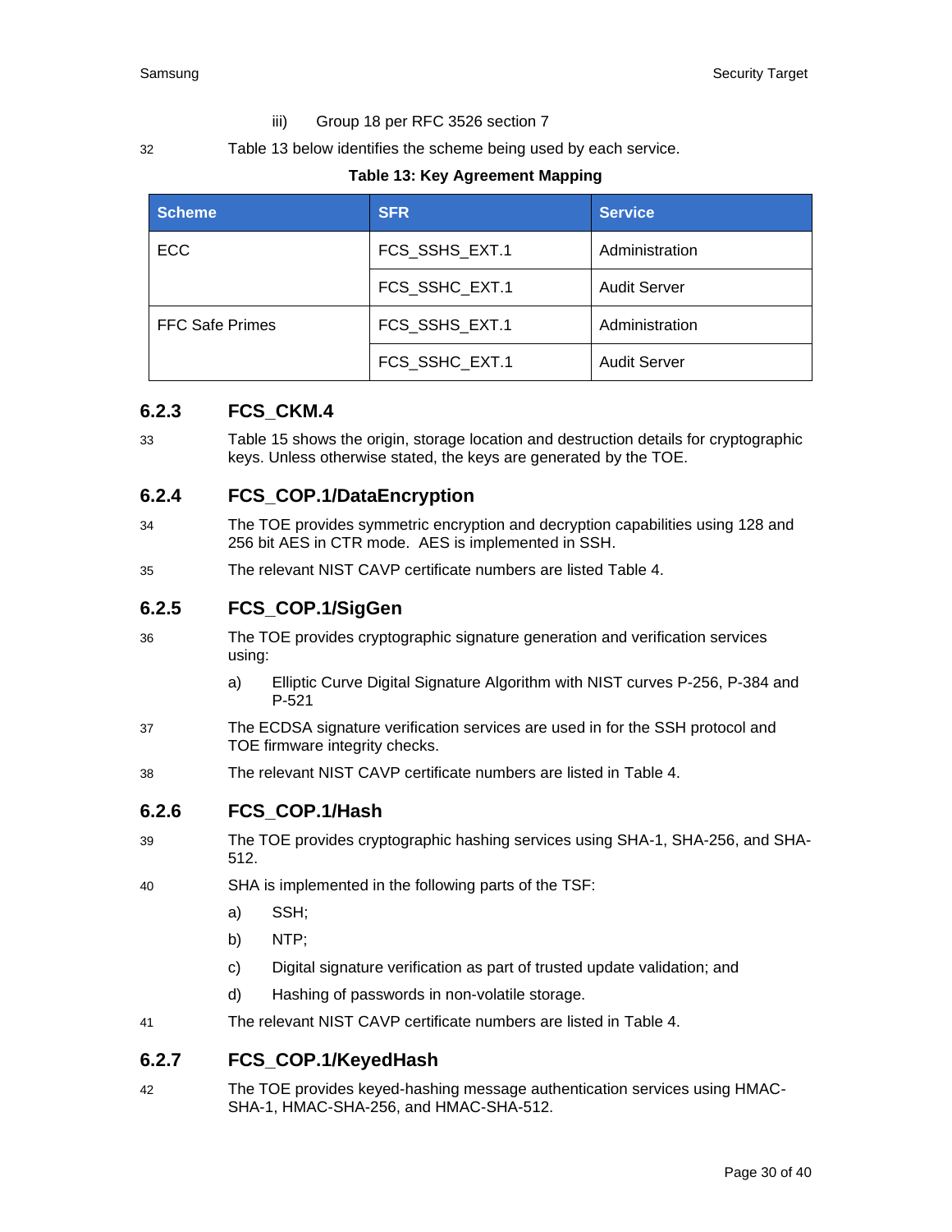iii) Group 18 per RFC 3526 section 7

32 Table 13 below identifies the scheme being used by each service.

**Table 13: Key Agreement Mapping**

| Scheme | SFR | Service |
|---|---|---|
| ECC | FCS_SSHS_EXT.1 | Administration |
| | FCS_SSHC_EXT.1 | Audit Server |
| FFC Safe Primes | FCS_SSHS_EXT.1 | Administration |
| | FCS_SSHC_EXT.1 | Audit Server |

### 6.2.3 FCS_CKM.4

33 Table 15 shows the origin, storage location and destruction details for cryptographic keys. Unless otherwise stated, the keys are generated by the TOE.

### 6.2.4 FCS_COP.1/DataEncryption

34 The TOE provides symmetric encryption and decryption capabilities using 128 and 256 bit AES in CTR mode. AES is implemented in SSH.

35 The relevant NIST CAVP certificate numbers are listed Table 4.

### 6.2.5 FCS_COP.1/SigGen

36 The TOE provides cryptographic signature generation and verification services using:

a) Elliptic Curve Digital Signature Algorithm with NIST curves P-256, P-384 and P-521

37 The ECDSA signature verification services are used in for the SSH protocol and TOE firmware integrity checks.

38 The relevant NIST CAVP certificate numbers are listed in Table 4.

### 6.2.6 FCS_COP.1/Hash

39 The TOE provides cryptographic hashing services using SHA-1, SHA-256, and SHA-512.

40 SHA is implemented in the following parts of the TSF:

a) SSH;

b) NTP;

c) Digital signature verification as part of trusted update validation; and

d) Hashing of passwords in non-volatile storage.

41 The relevant NIST CAVP certificate numbers are listed in Table 4.

### 6.2.7 FCS_COP.1/KeyedHash

42 The TOE provides keyed-hashing message authentication services using HMAC-SHA-1, HMAC-SHA-256, and HMAC-SHA-512.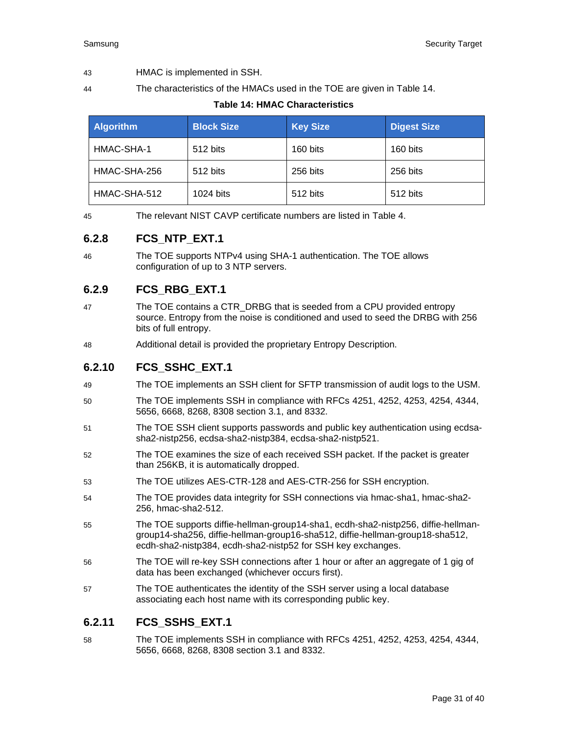43 HMAC is implemented in SSH.

44 The characteristics of the HMACs used in the TOE are given in Table 14.

**Table 14: HMAC Characteristics**

| Algorithm | Block Size | Key Size | Digest Size |
|---|---|---|---|
| HMAC-SHA-1 | 512 bits | 160 bits | 160 bits |
| HMAC-SHA-256 | 512 bits | 256 bits | 256 bits |
| HMAC-SHA-512 | 1024 bits | 512 bits | 512 bits |

45 The relevant NIST CAVP certificate numbers are listed in Table 4.

### 6.2.8 FCS_NTP_EXT.1

46 The TOE supports NTPv4 using SHA-1 authentication. The TOE allows configuration of up to 3 NTP servers.

### 6.2.9 FCS_RBG_EXT.1

47 The TOE contains a CTR_DRBG that is seeded from a CPU provided entropy source. Entropy from the noise is conditioned and used to seed the DRBG with 256 bits of full entropy.

48 Additional detail is provided the proprietary Entropy Description.

### 6.2.10 FCS_SSHC_EXT.1

49 The TOE implements an SSH client for SFTP transmission of audit logs to the USM.

50 The TOE implements SSH in compliance with RFCs 4251, 4252, 4253, 4254, 4344, 5656, 6668, 8268, 8308 section 3.1, and 8332.

51 The TOE SSH client supports passwords and public key authentication using ecdsa-sha2-nistp256, ecdsa-sha2-nistp384, ecdsa-sha2-nistp521.

52 The TOE examines the size of each received SSH packet. If the packet is greater than 256KB, it is automatically dropped.

53 The TOE utilizes AES-CTR-128 and AES-CTR-256 for SSH encryption.

54 The TOE provides data integrity for SSH connections via hmac-sha1, hmac-sha2-256, hmac-sha2-512.

55 The TOE supports diffie-hellman-group14-sha1, ecdh-sha2-nistp256, diffie-hellman-group14-sha256, diffie-hellman-group16-sha512, diffie-hellman-group18-sha512, ecdh-sha2-nistp384, ecdh-sha2-nistp52 for SSH key exchanges.

56 The TOE will re-key SSH connections after 1 hour or after an aggregate of 1 gig of data has been exchanged (whichever occurs first).

57 The TOE authenticates the identity of the SSH server using a local database associating each host name with its corresponding public key.

### 6.2.11 FCS_SSHS_EXT.1

58 The TOE implements SSH in compliance with RFCs 4251, 4252, 4253, 4254, 4344, 5656, 6668, 8268, 8308 section 3.1 and 8332.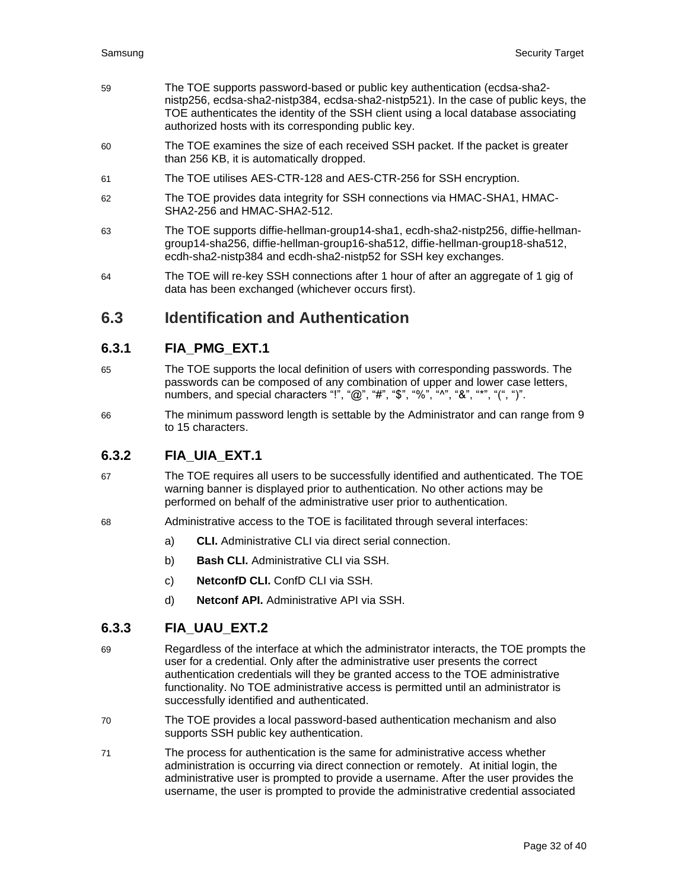59 The TOE supports password-based or public key authentication (ecdsa-sha2-nistp256, ecdsa-sha2-nistp384, ecdsa-sha2-nistp521). In the case of public keys, the TOE authenticates the identity of the SSH client using a local database associating authorized hosts with its corresponding public key.

60 The TOE examines the size of each received SSH packet. If the packet is greater than 256 KB, it is automatically dropped.

61 The TOE utilises AES-CTR-128 and AES-CTR-256 for SSH encryption.

62 The TOE provides data integrity for SSH connections via HMAC-SHA1, HMAC-SHA2-256 and HMAC-SHA2-512.

63 The TOE supports diffie-hellman-group14-sha1, ecdh-sha2-nistp256, diffie-hellman-group14-sha256, diffie-hellman-group16-sha512, diffie-hellman-group18-sha512, ecdh-sha2-nistp384 and ecdh-sha2-nistp52 for SSH key exchanges.

64 The TOE will re-key SSH connections after 1 hour of after an aggregate of 1 gig of data has been exchanged (whichever occurs first).

## 6.3 Identification and Authentication

### 6.3.1 FIA_PMG_EXT.1

65 The TOE supports the local definition of users with corresponding passwords. The passwords can be composed of any combination of upper and lower case letters, numbers, and special characters "!", "@", "#", "$", "%", "^", "&", "*", "(", ")".

66 The minimum password length is settable by the Administrator and can range from 9 to 15 characters.

### 6.3.2 FIA_UIA_EXT.1

67 The TOE requires all users to be successfully identified and authenticated. The TOE warning banner is displayed prior to authentication. No other actions may be performed on behalf of the administrative user prior to authentication.

68 Administrative access to the TOE is facilitated through several interfaces:

a) **CLI.** Administrative CLI via direct serial connection.

b) **Bash CLI.** Administrative CLI via SSH.

c) **NetconfD CLI.** ConfD CLI via SSH.

d) **Netconf API.** Administrative API via SSH.

### 6.3.3 FIA_UAU_EXT.2

69 Regardless of the interface at which the administrator interacts, the TOE prompts the user for a credential. Only after the administrative user presents the correct authentication credentials will they be granted access to the TOE administrative functionality. No TOE administrative access is permitted until an administrator is successfully identified and authenticated.

70 The TOE provides a local password-based authentication mechanism and also supports SSH public key authentication.

71 The process for authentication is the same for administrative access whether administration is occurring via direct connection or remotely. At initial login, the administrative user is prompted to provide a username. After the user provides the username, the user is prompted to provide the administrative credential associated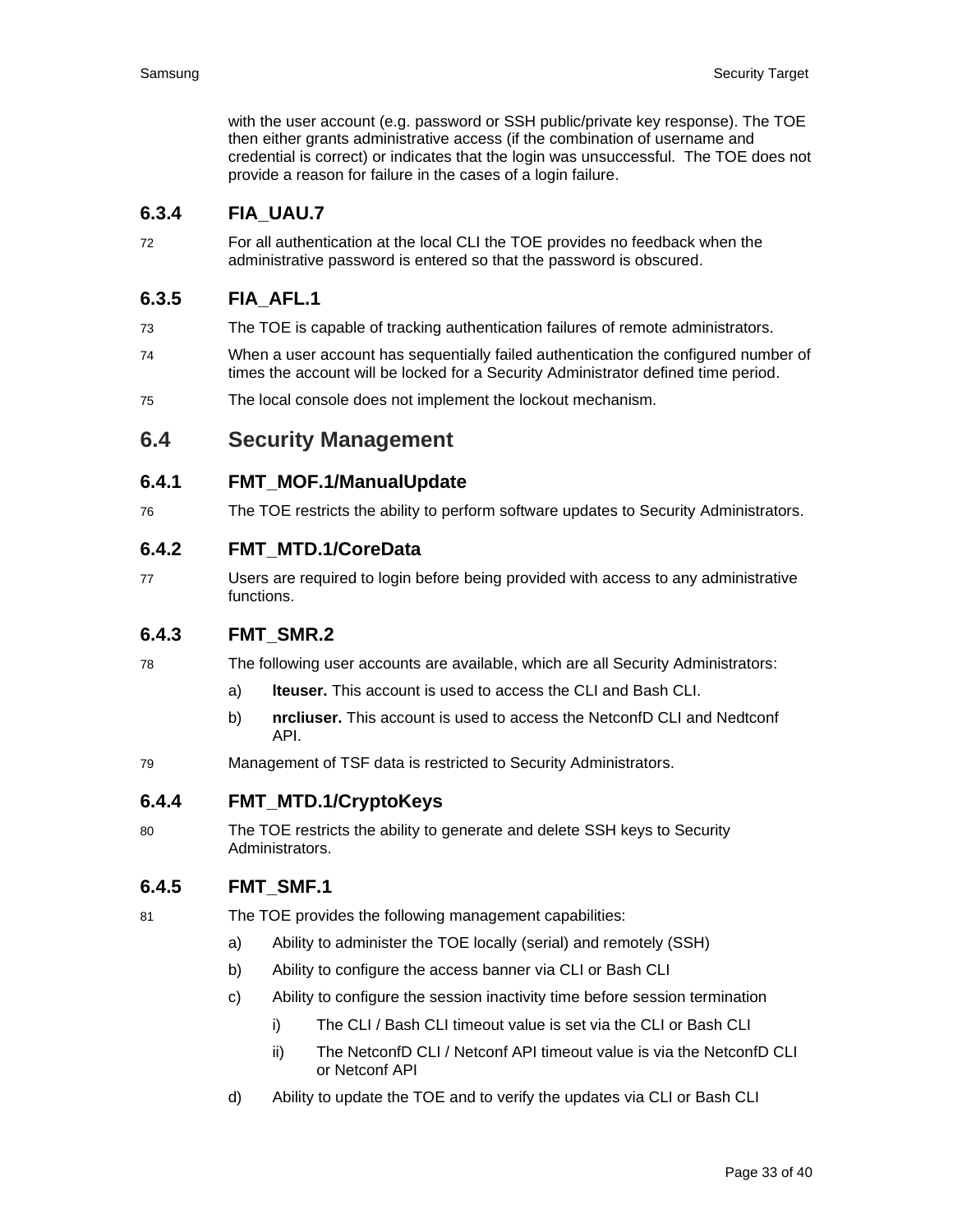with the user account (e.g. password or SSH public/private key response). The TOE then either grants administrative access (if the combination of username and credential is correct) or indicates that the login was unsuccessful. The TOE does not provide a reason for failure in the cases of a login failure.

### 6.3.4 FIA_UAU.7

72 For all authentication at the local CLI the TOE provides no feedback when the administrative password is entered so that the password is obscured.

### 6.3.5 FIA_AFL.1

73 The TOE is capable of tracking authentication failures of remote administrators.

74 When a user account has sequentially failed authentication the configured number of times the account will be locked for a Security Administrator defined time period.

75 The local console does not implement the lockout mechanism.

## 6.4 Security Management

### 6.4.1 FMT_MOF.1/ManualUpdate

76 The TOE restricts the ability to perform software updates to Security Administrators.

### 6.4.2 FMT_MTD.1/CoreData

77 Users are required to login before being provided with access to any administrative functions.

### 6.4.3 FMT_SMR.2

78 The following user accounts are available, which are all Security Administrators:

a) **lteuser.** This account is used to access the CLI and Bash CLI.

b) **nrcliuser.** This account is used to access the NetconfD CLI and Nedtconf API.

79 Management of TSF data is restricted to Security Administrators.

### 6.4.4 FMT_MTD.1/CryptoKeys

80 The TOE restricts the ability to generate and delete SSH keys to Security Administrators.

### 6.4.5 FMT_SMF.1

81 The TOE provides the following management capabilities:

a) Ability to administer the TOE locally (serial) and remotely (SSH)

b) Ability to configure the access banner via CLI or Bash CLI

c) Ability to configure the session inactivity time before session termination

   i) The CLI / Bash CLI timeout value is set via the CLI or Bash CLI

   ii) The NetconfD CLI / Netconf API timeout value is via the NetconfD CLI or Netconf API

d) Ability to update the TOE and to verify the updates via CLI or Bash CLI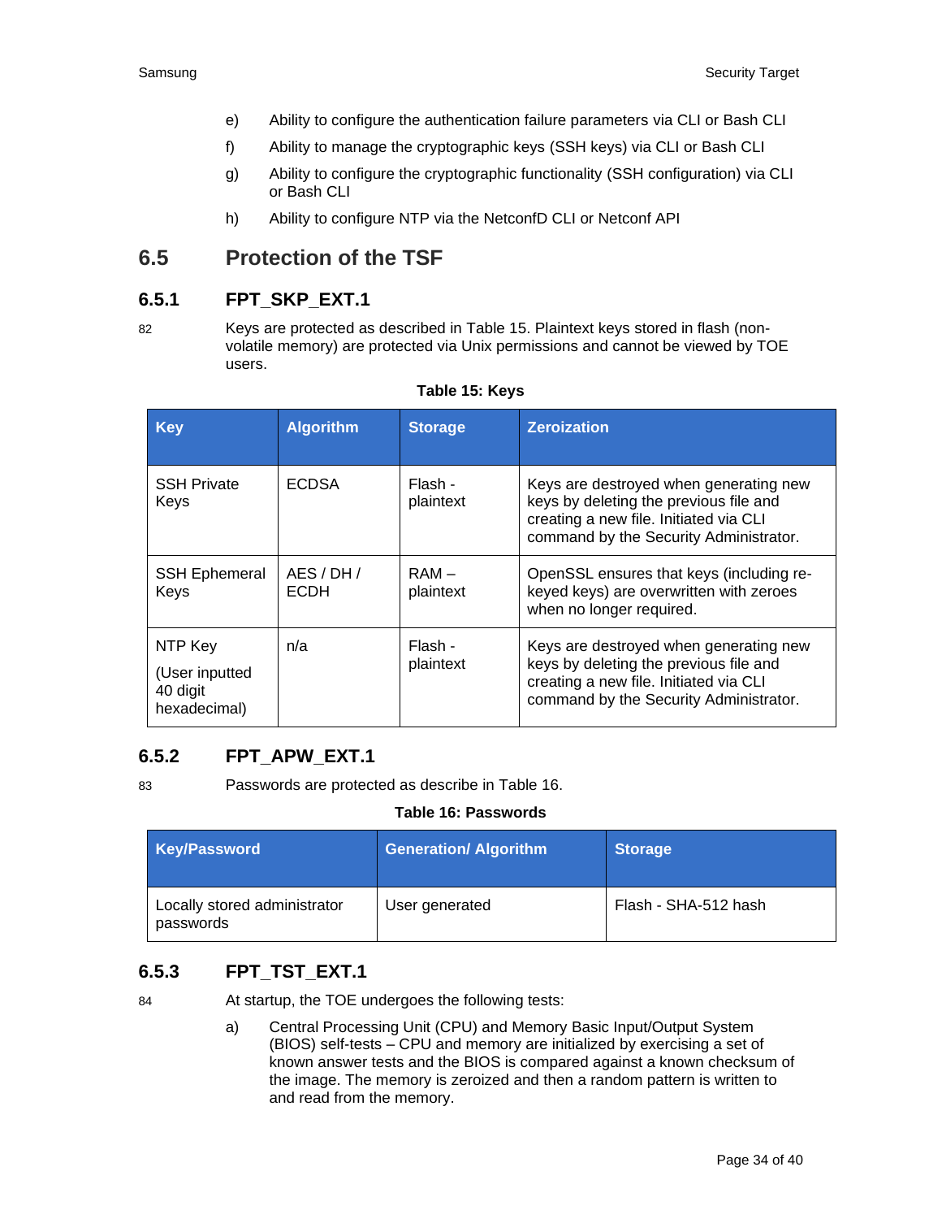e) Ability to configure the authentication failure parameters via CLI or Bash CLI

f) Ability to manage the cryptographic keys (SSH keys) via CLI or Bash CLI

g) Ability to configure the cryptographic functionality (SSH configuration) via CLI or Bash CLI

h) Ability to configure NTP via the NetconfD CLI or Netconf API

## 6.5 Protection of the TSF

### 6.5.1 FPT_SKP_EXT.1

82 Keys are protected as described in Table 15. Plaintext keys stored in flash (non-volatile memory) are protected via Unix permissions and cannot be viewed by TOE users.

**Table 15: Keys**

| Key | Algorithm | Storage | Zeroization |
|---|---|---|---|
| SSH Private Keys | ECDSA | Flash - plaintext | Keys are destroyed when generating new keys by deleting the previous file and creating a new file. Initiated via CLI command by the Security Administrator. |
| SSH Ephemeral Keys | AES / DH / ECDH | RAM – plaintext | OpenSSL ensures that keys (including re-keyed keys) are overwritten with zeroes when no longer required. |
| NTP Key (User inputted 40 digit hexadecimal) | n/a | Flash - plaintext | Keys are destroyed when generating new keys by deleting the previous file and creating a new file. Initiated via CLI command by the Security Administrator. |

### 6.5.2 FPT_APW_EXT.1

83 Passwords are protected as describe in Table 16.

**Table 16: Passwords**

| Key/Password | Generation/ Algorithm | Storage |
|---|---|---|
| Locally stored administrator passwords | User generated | Flash - SHA-512 hash |

### 6.5.3 FPT_TST_EXT.1

84 At startup, the TOE undergoes the following tests:

a) Central Processing Unit (CPU) and Memory Basic Input/Output System (BIOS) self-tests – CPU and memory are initialized by exercising a set of known answer tests and the BIOS is compared against a known checksum of the image. The memory is zeroized and then a random pattern is written to and read from the memory.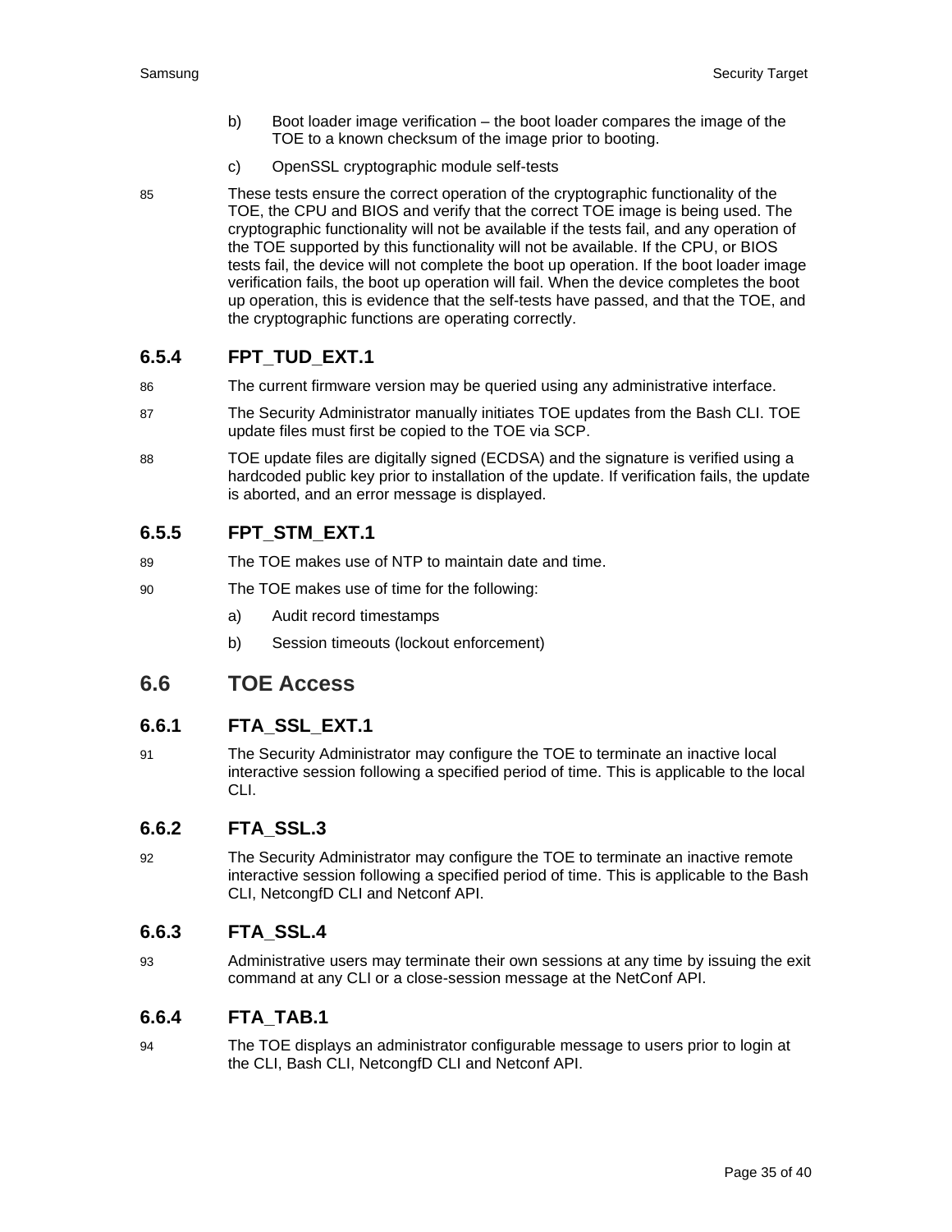b) Boot loader image verification – the boot loader compares the image of the TOE to a known checksum of the image prior to booting.

c) OpenSSL cryptographic module self-tests

85 These tests ensure the correct operation of the cryptographic functionality of the TOE, the CPU and BIOS and verify that the correct TOE image is being used. The cryptographic functionality will not be available if the tests fail, and any operation of the TOE supported by this functionality will not be available. If the CPU, or BIOS tests fail, the device will not complete the boot up operation. If the boot loader image verification fails, the boot up operation will fail. When the device completes the boot up operation, this is evidence that the self-tests have passed, and that the TOE, and the cryptographic functions are operating correctly.

### 6.5.4 FPT_TUD_EXT.1

86 The current firmware version may be queried using any administrative interface.

87 The Security Administrator manually initiates TOE updates from the Bash CLI. TOE update files must first be copied to the TOE via SCP.

88 TOE update files are digitally signed (ECDSA) and the signature is verified using a hardcoded public key prior to installation of the update. If verification fails, the update is aborted, and an error message is displayed.

### 6.5.5 FPT_STM_EXT.1

89 The TOE makes use of NTP to maintain date and time.

90 The TOE makes use of time for the following:

a) Audit record timestamps

b) Session timeouts (lockout enforcement)

## 6.6 TOE Access

### 6.6.1 FTA_SSL_EXT.1

91 The Security Administrator may configure the TOE to terminate an inactive local interactive session following a specified period of time. This is applicable to the local CLI.

### 6.6.2 FTA_SSL.3

92 The Security Administrator may configure the TOE to terminate an inactive remote interactive session following a specified period of time. This is applicable to the Bash CLI, NetcongfD CLI and Netconf API.

### 6.6.3 FTA_SSL.4

93 Administrative users may terminate their own sessions at any time by issuing the exit command at any CLI or a close-session message at the NetConf API.

### 6.6.4 FTA_TAB.1

94 The TOE displays an administrator configurable message to users prior to login at the CLI, Bash CLI, NetcongfD CLI and Netconf API.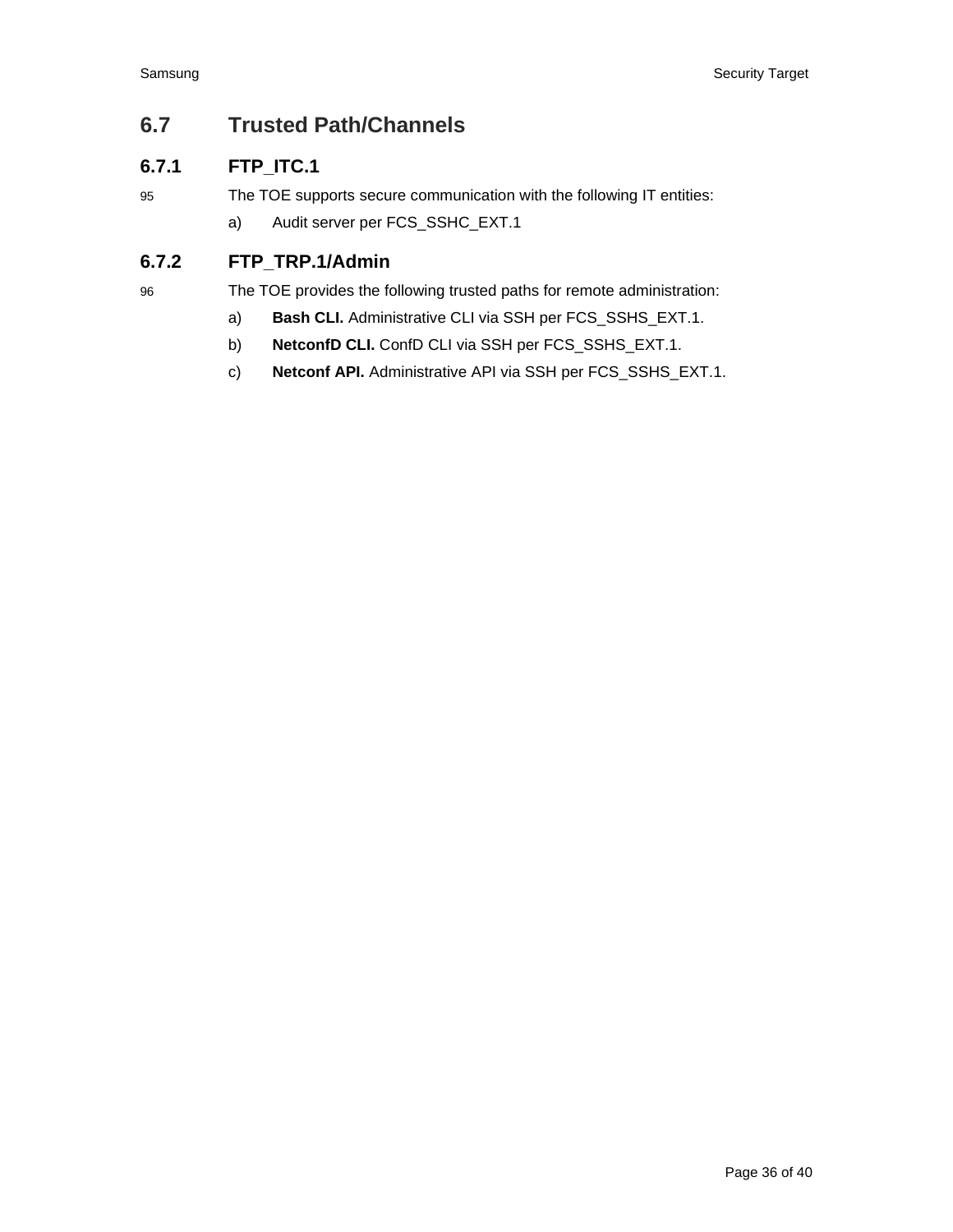## 6.7 Trusted Path/Channels

### 6.7.1 FTP_ITC.1

95 The TOE supports secure communication with the following IT entities:

a) Audit server per FCS_SSHC_EXT.1

### 6.7.2 FTP_TRP.1/Admin

96 The TOE provides the following trusted paths for remote administration:

a) **Bash CLI.** Administrative CLI via SSH per FCS_SSHS_EXT.1.

b) **NetconfD CLI.** ConfD CLI via SSH per FCS_SSHS_EXT.1.

c) **Netconf API.** Administrative API via SSH per FCS_SSHS_EXT.1.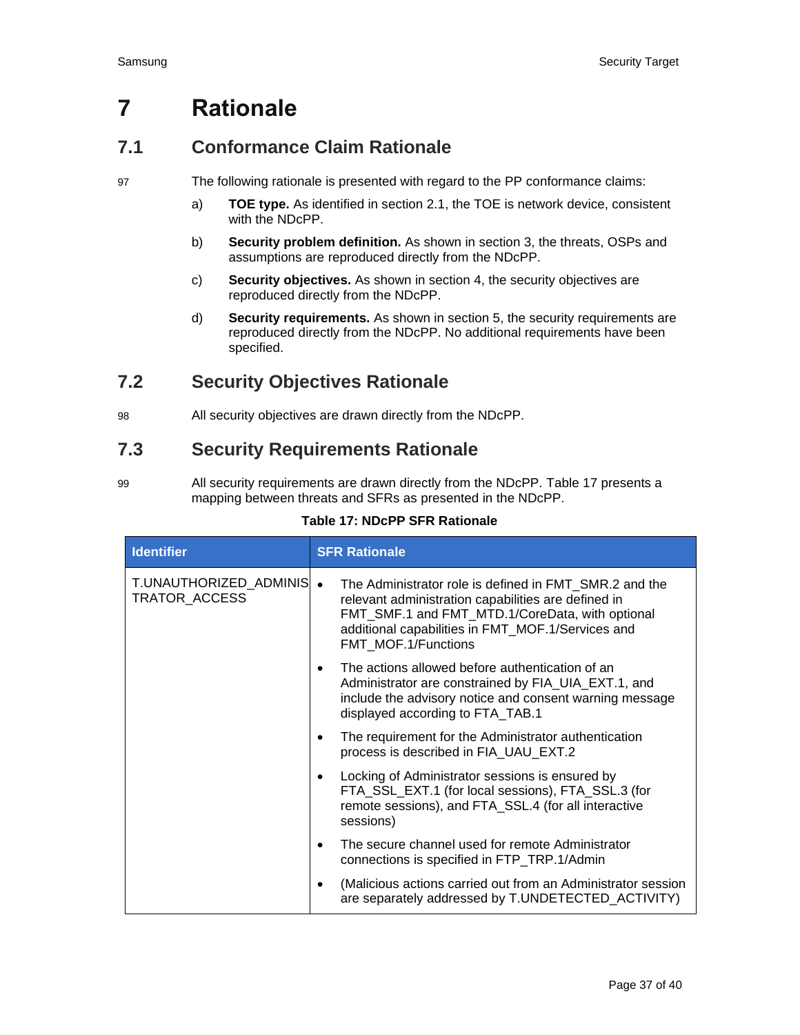# 7 Rationale

## 7.1 Conformance Claim Rationale

97 The following rationale is presented with regard to the PP conformance claims:

a) **TOE type.** As identified in section 2.1, the TOE is network device, consistent with the NDcPP.

b) **Security problem definition.** As shown in section 3, the threats, OSPs and assumptions are reproduced directly from the NDcPP.

c) **Security objectives.** As shown in section 4, the security objectives are reproduced directly from the NDcPP.

d) **Security requirements.** As shown in section 5, the security requirements are reproduced directly from the NDcPP. No additional requirements have been specified.

## 7.2 Security Objectives Rationale

98 All security objectives are drawn directly from the NDcPP.

## 7.3 Security Requirements Rationale

99 All security requirements are drawn directly from the NDcPP. Table 17 presents a mapping between threats and SFRs as presented in the NDcPP.

**Table 17: NDcPP SFR Rationale**

| Identifier | SFR Rationale |
|---|---|
| T.UNAUTHORIZED_ADMINISTRATOR_ACCESS | • The Administrator role is defined in FMT_SMR.2 and the relevant administration capabilities are defined in FMT_SMF.1 and FMT_MTD.1/CoreData, with optional additional capabilities in FMT_MOF.1/Services and FMT_MOF.1/Functions<br>• The actions allowed before authentication of an Administrator are constrained by FIA_UIA_EXT.1, and include the advisory notice and consent warning message displayed according to FTA_TAB.1<br>• The requirement for the Administrator authentication process is described in FIA_UAU_EXT.2<br>• Locking of Administrator sessions is ensured by FTA_SSL_EXT.1 (for local sessions), FTA_SSL.3 (for remote sessions), and FTA_SSL.4 (for all interactive sessions)<br>• The secure channel used for remote Administrator connections is specified in FTP_TRP.1/Admin<br>• (Malicious actions carried out from an Administrator session are separately addressed by T.UNDETECTED_ACTIVITY) |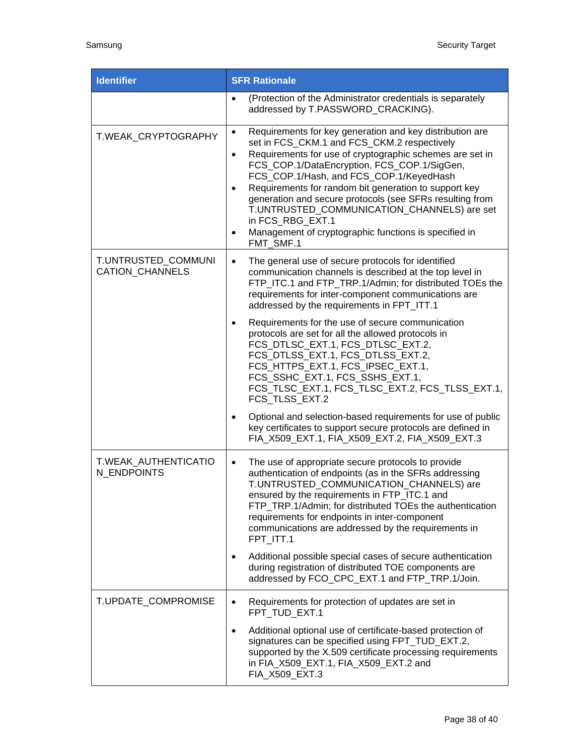| Identifier | SFR Rationale |
|---|---|
| | • (Protection of the Administrator credentials is separately addressed by T.PASSWORD_CRACKING). |
| T.WEAK_CRYPTOGRAPHY | • Requirements for key generation and key distribution are set in FCS_CKM.1 and FCS_CKM.2 respectively<br>• Requirements for use of cryptographic schemes are set in FCS_COP.1/DataEncryption, FCS_COP.1/SigGen, FCS_COP.1/Hash, and FCS_COP.1/KeyedHash<br>• Requirements for random bit generation to support key generation and secure protocols (see SFRs resulting from T.UNTRUSTED_COMMUNICATION_CHANNELS) are set in FCS_RBG_EXT.1<br>• Management of cryptographic functions is specified in FMT_SMF.1 |
| T.UNTRUSTED_COMMUNICATION_CHANNELS | • The general use of secure protocols for identified communication channels is described at the top level in FTP_ITC.1 and FTP_TRP.1/Admin; for distributed TOEs the requirements for inter-component communications are addressed by the requirements in FPT_ITT.1<br>• Requirements for the use of secure communication protocols are set for all the allowed protocols in FCS_DTLSC_EXT.1, FCS_DTLSC_EXT.2, FCS_DTLSS_EXT.1, FCS_DTLSS_EXT.2, FCS_HTTPS_EXT.1, FCS_IPSEC_EXT.1, FCS_SSHC_EXT.1, FCS_SSHS_EXT.1, FCS_TLSC_EXT.1, FCS_TLSC_EXT.2, FCS_TLSS_EXT.1, FCS_TLSS_EXT.2<br>• Optional and selection-based requirements for use of public key certificates to support secure protocols are defined in FIA_X509_EXT.1, FIA_X509_EXT.2, FIA_X509_EXT.3 |
| T.WEAK_AUTHENTICATION_ENDPOINTS | • The use of appropriate secure protocols to provide authentication of endpoints (as in the SFRs addressing T.UNTRUSTED_COMMUNICATION_CHANNELS) are ensured by the requirements in FTP_ITC.1 and FTP_TRP.1/Admin; for distributed TOEs the authentication requirements for endpoints in inter-component communications are addressed by the requirements in FPT_ITT.1<br>• Additional possible special cases of secure authentication during registration of distributed TOE components are addressed by FCO_CPC_EXT.1 and FTP_TRP.1/Join. |
| T.UPDATE_COMPROMISE | • Requirements for protection of updates are set in FPT_TUD_EXT.1<br>• Additional optional use of certificate-based protection of signatures can be specified using FPT_TUD_EXT.2, supported by the X.509 certificate processing requirements in FIA_X509_EXT.1, FIA_X509_EXT.2 and FIA_X509_EXT.3 |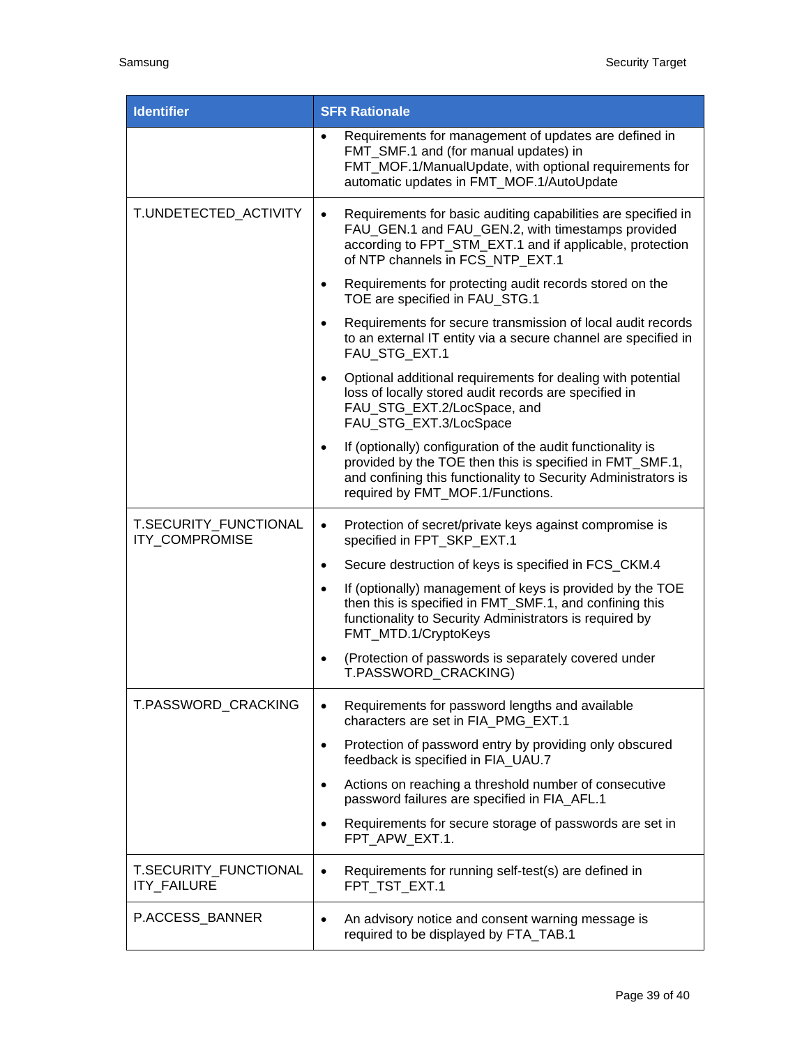| Identifier | SFR Rationale |
| --- | --- |
| | • Requirements for management of updates are defined in FMT_SMF.1 and (for manual updates) in FMT_MOF.1/ManualUpdate, with optional requirements for automatic updates in FMT_MOF.1/AutoUpdate |
| T.UNDETECTED_ACTIVITY | • Requirements for basic auditing capabilities are specified in FAU_GEN.1 and FAU_GEN.2, with timestamps provided according to FPT_STM_EXT.1 and if applicable, protection of NTP channels in FCS_NTP_EXT.1<br>• Requirements for protecting audit records stored on the TOE are specified in FAU_STG.1<br>• Requirements for secure transmission of local audit records to an external IT entity via a secure channel are specified in FAU_STG_EXT.1<br>• Optional additional requirements for dealing with potential loss of locally stored audit records are specified in FAU_STG_EXT.2/LocSpace, and FAU_STG_EXT.3/LocSpace<br>• If (optionally) configuration of the audit functionality is provided by the TOE then this is specified in FMT_SMF.1, and confining this functionality to Security Administrators is required by FMT_MOF.1/Functions. |
| T.SECURITY_FUNCTIONALITY_COMPROMISE | • Protection of secret/private keys against compromise is specified in FPT_SKP_EXT.1<br>• Secure destruction of keys is specified in FCS_CKM.4<br>• If (optionally) management of keys is provided by the TOE then this is specified in FMT_SMF.1, and confining this functionality to Security Administrators is required by FMT_MTD.1/CryptoKeys<br>• (Protection of passwords is separately covered under T.PASSWORD_CRACKING) |
| T.PASSWORD_CRACKING | • Requirements for password lengths and available characters are set in FIA_PMG_EXT.1<br>• Protection of password entry by providing only obscured feedback is specified in FIA_UAU.7<br>• Actions on reaching a threshold number of consecutive password failures are specified in FIA_AFL.1<br>• Requirements for secure storage of passwords are set in FPT_APW_EXT.1. |
| T.SECURITY_FUNCTIONALITY_FAILURE | • Requirements for running self-test(s) are defined in FPT_TST_EXT.1 |
| P.ACCESS_BANNER | • An advisory notice and consent warning message is required to be displayed by FTA_TAB.1 |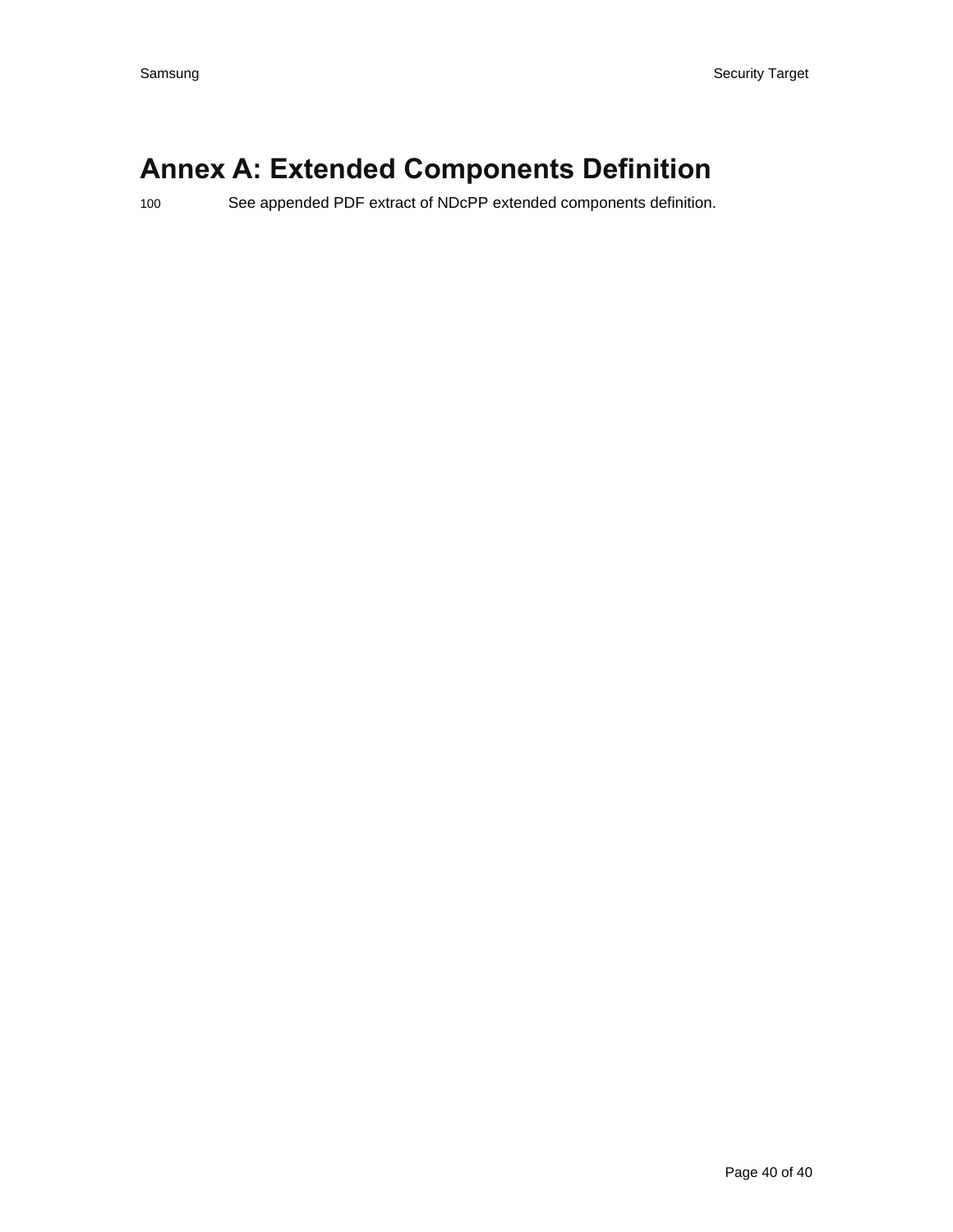# Annex A: Extended Components Definition

100 See appended PDF extract of NDcPP extended components definition.